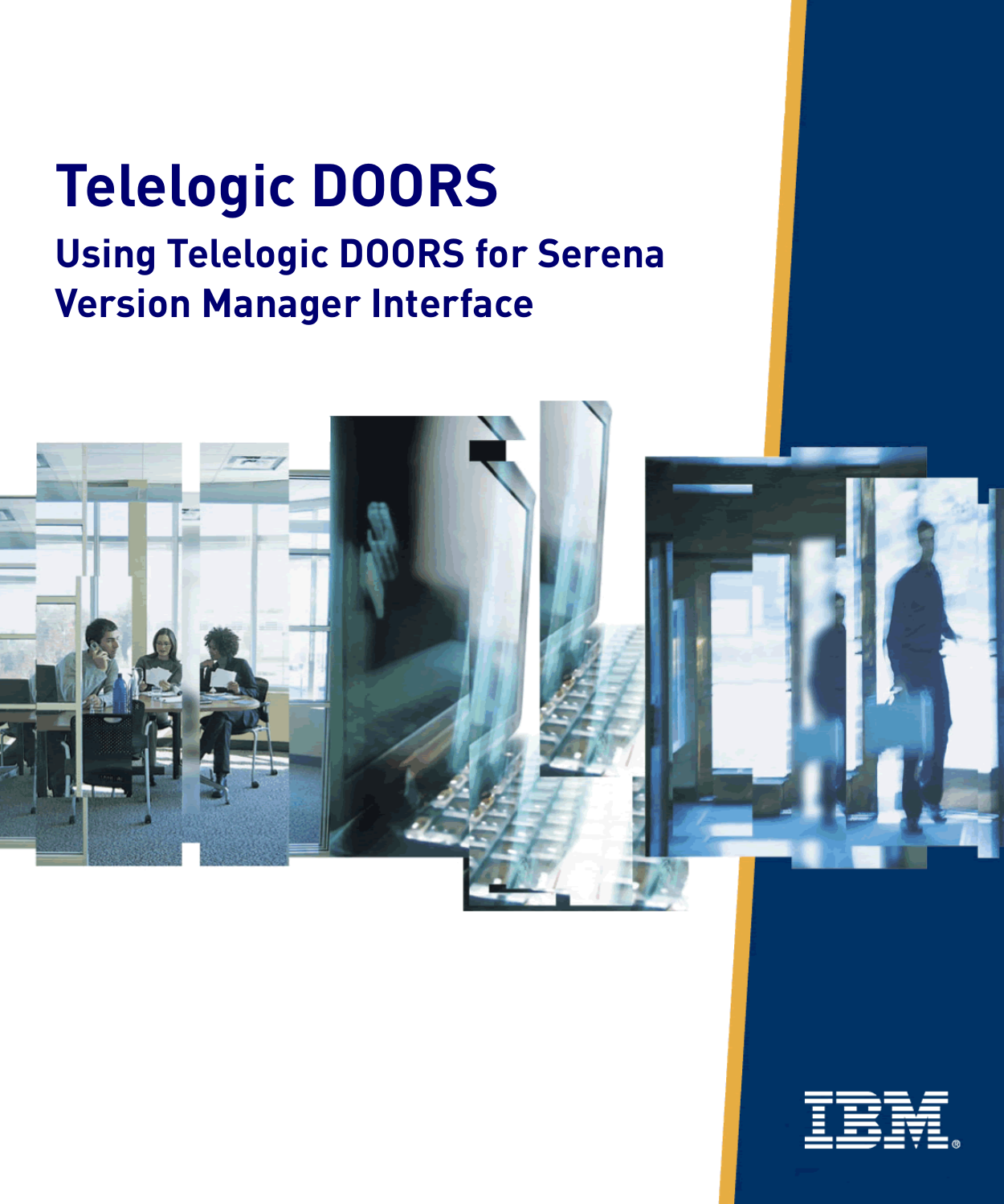# Telelogic DOORS

## Using Telelogic DOORS for Serena Version Manager Interface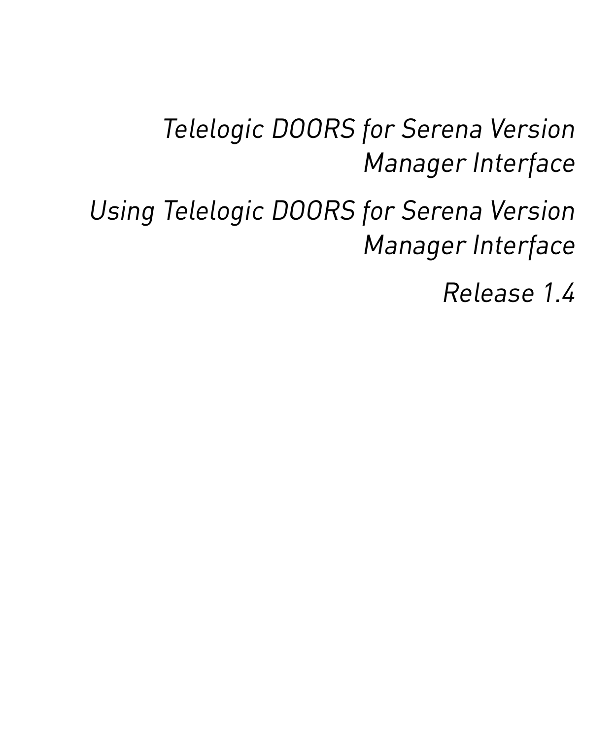# *Telelogic DOORS for Serena Version Manager Interface*

## *Using Telelogic DOORS for Serena Version Manager Interface*

*Release 1.4*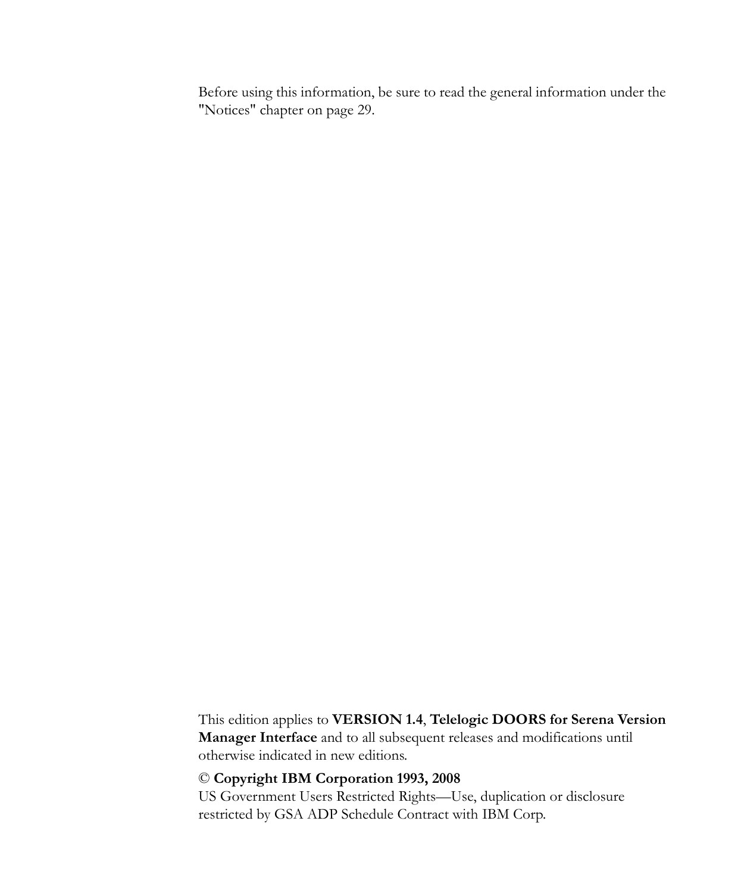Before using this information, be sure to read the general information under the "Notices" chapter on page 29.

This edition applies to **VERSION 1.4**, **Telelogic DOORS for Serena Version Manager Interface** and to all subsequent releases and modifications until otherwise indicated in new editions.

© **Copyright IBM Corporation 1993, 2008**
US Government Users Restricted Rights—Use, duplication or disclosure restricted by GSA ADP Schedule Contract with IBM Corp.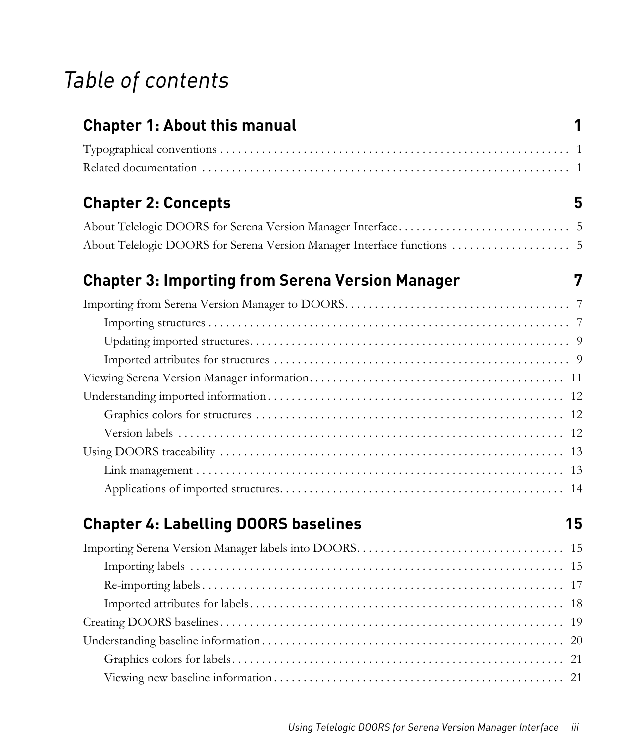# *Table of contents*

## Chapter 1: About this manual 1

Typographical conventions . . . . . . . . . . . . . . . . . . . . . . . . . . . . . . . . . . . . . . . . . . . . . . . . . . . . . . . . . . . 1

Related documentation . . . . . . . . . . . . . . . . . . . . . . . . . . . . . . . . . . . . . . . . . . . . . . . . . . . . . . . . . . . . 1

## Chapter 2: Concepts 5

About Telelogic DOORS for Serena Version Manager Interface. . . . . . . . . . . . . . . . . . . . . . . . . . . . . 5

About Telelogic DOORS for Serena Version Manager Interface functions . . . . . . . . . . . . . . . . . . . . 5

## Chapter 3: Importing from Serena Version Manager 7

Importing from Serena Version Manager to DOORS. . . . . . . . . . . . . . . . . . . . . . . . . . . . . . . . . . . . . . 7

- Importing structures . . . . . . . . . . . . . . . . . . . . . . . . . . . . . . . . . . . . . . . . . . . . . . . . . . . . . . . . . . . . 7
- Updating imported structures. . . . . . . . . . . . . . . . . . . . . . . . . . . . . . . . . . . . . . . . . . . . . . . . . . . . . . 9
- Imported attributes for structures . . . . . . . . . . . . . . . . . . . . . . . . . . . . . . . . . . . . . . . . . . . . . . . . . . 9

Viewing Serena Version Manager information. . . . . . . . . . . . . . . . . . . . . . . . . . . . . . . . . . . . . . . . . . . 11

Understanding imported information. . . . . . . . . . . . . . . . . . . . . . . . . . . . . . . . . . . . . . . . . . . . . . . . . . 12

- Graphics colors for structures . . . . . . . . . . . . . . . . . . . . . . . . . . . . . . . . . . . . . . . . . . . . . . . . . . . 12
- Version labels . . . . . . . . . . . . . . . . . . . . . . . . . . . . . . . . . . . . . . . . . . . . . . . . . . . . . . . . . . . . . . . . 12

Using DOORS traceability . . . . . . . . . . . . . . . . . . . . . . . . . . . . . . . . . . . . . . . . . . . . . . . . . . . . . . . . . 13

- Link management . . . . . . . . . . . . . . . . . . . . . . . . . . . . . . . . . . . . . . . . . . . . . . . . . . . . . . . . . . . . . . 13
- Applications of imported structures. . . . . . . . . . . . . . . . . . . . . . . . . . . . . . . . . . . . . . . . . . . . . . . . . 14

## Chapter 4: Labelling DOORS baselines 15

Importing Serena Version Manager labels into DOORS. . . . . . . . . . . . . . . . . . . . . . . . . . . . . . . . . . . 15

- Importing labels . . . . . . . . . . . . . . . . . . . . . . . . . . . . . . . . . . . . . . . . . . . . . . . . . . . . . . . . . . . . . . . 15
- Re-importing labels . . . . . . . . . . . . . . . . . . . . . . . . . . . . . . . . . . . . . . . . . . . . . . . . . . . . . . . . . . . . 17
- Imported attributes for labels . . . . . . . . . . . . . . . . . . . . . . . . . . . . . . . . . . . . . . . . . . . . . . . . . . . . . 18

Creating DOORS baselines . . . . . . . . . . . . . . . . . . . . . . . . . . . . . . . . . . . . . . . . . . . . . . . . . . . . . . . . . 19

Understanding baseline information . . . . . . . . . . . . . . . . . . . . . . . . . . . . . . . . . . . . . . . . . . . . . . . . . . 20

- Graphics colors for labels . . . . . . . . . . . . . . . . . . . . . . . . . . . . . . . . . . . . . . . . . . . . . . . . . . . . . . . . 21
- Viewing new baseline information . . . . . . . . . . . . . . . . . . . . . . . . . . . . . . . . . . . . . . . . . . . . . . . . . 21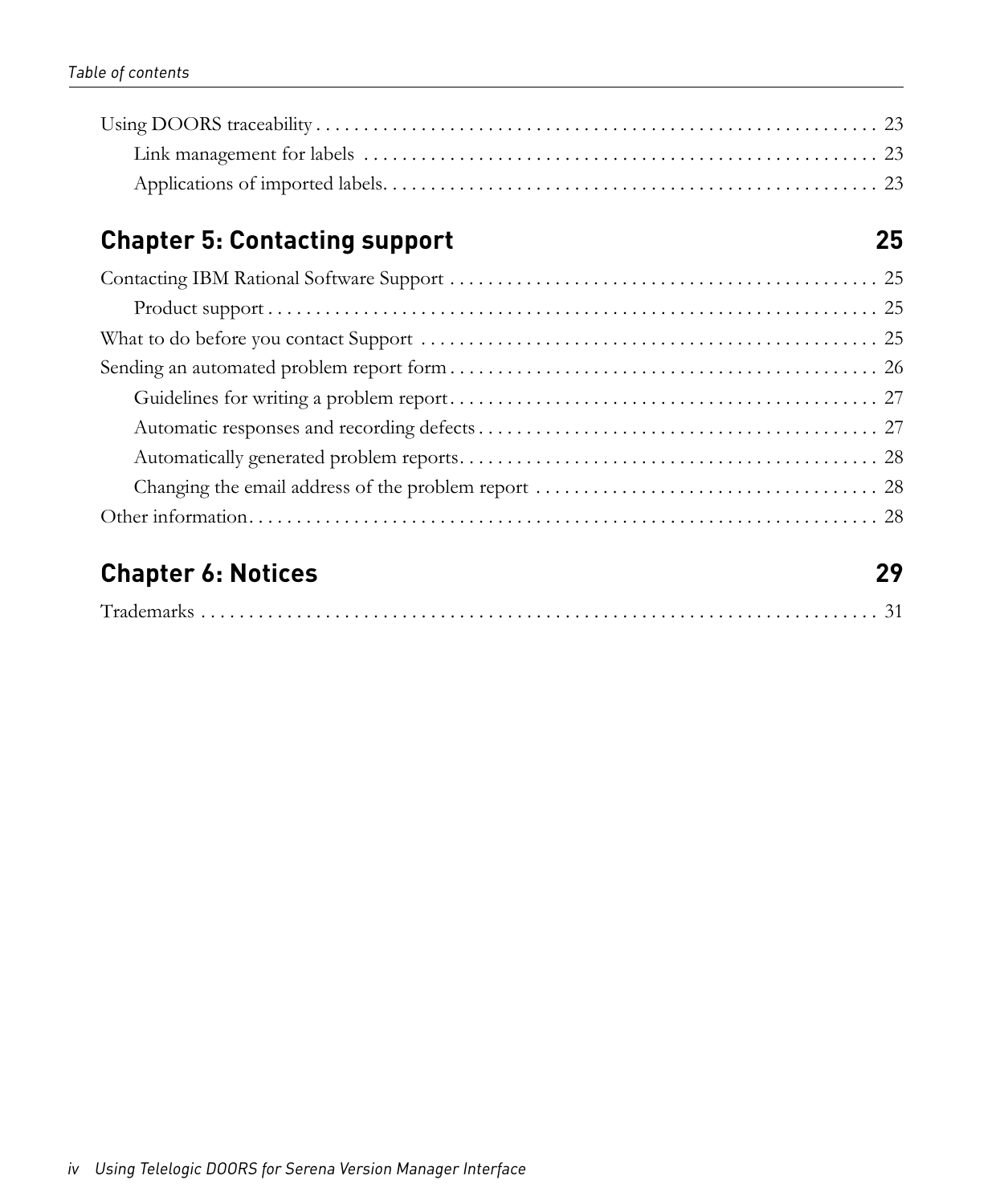Using DOORS traceability . . . . . . . . . . . . . . . . . . . . . . . . . . . . . . . . . . . . . . . . . . . . . . . . . . . . . . . . . . 23

Link management for labels . . . . . . . . . . . . . . . . . . . . . . . . . . . . . . . . . . . . . . . . . . . . . . . . . . . . . 23

Applications of imported labels. . . . . . . . . . . . . . . . . . . . . . . . . . . . . . . . . . . . . . . . . . . . . . . . . . . . 23

## Chapter 5: Contacting support 25

Contacting IBM Rational Software Support . . . . . . . . . . . . . . . . . . . . . . . . . . . . . . . . . . . . . . . . . . . . . 25

Product support . . . . . . . . . . . . . . . . . . . . . . . . . . . . . . . . . . . . . . . . . . . . . . . . . . . . . . . . . . . . . . 25

What to do before you contact Support . . . . . . . . . . . . . . . . . . . . . . . . . . . . . . . . . . . . . . . . . . . . . . . 25

Sending an automated problem report form . . . . . . . . . . . . . . . . . . . . . . . . . . . . . . . . . . . . . . . . . . . . 26

Guidelines for writing a problem report. . . . . . . . . . . . . . . . . . . . . . . . . . . . . . . . . . . . . . . . . . . . 27

Automatic responses and recording defects . . . . . . . . . . . . . . . . . . . . . . . . . . . . . . . . . . . . . . . . . 27

Automatically generated problem reports. . . . . . . . . . . . . . . . . . . . . . . . . . . . . . . . . . . . . . . . . . . 28

Changing the email address of the problem report . . . . . . . . . . . . . . . . . . . . . . . . . . . . . . . . . . . 28

Other information. . . . . . . . . . . . . . . . . . . . . . . . . . . . . . . . . . . . . . . . . . . . . . . . . . . . . . . . . . . . . . . . 28

## Chapter 6: Notices 29

Trademarks . . . . . . . . . . . . . . . . . . . . . . . . . . . . . . . . . . . . . . . . . . . . . . . . . . . . . . . . . . . . . . . . . . . 31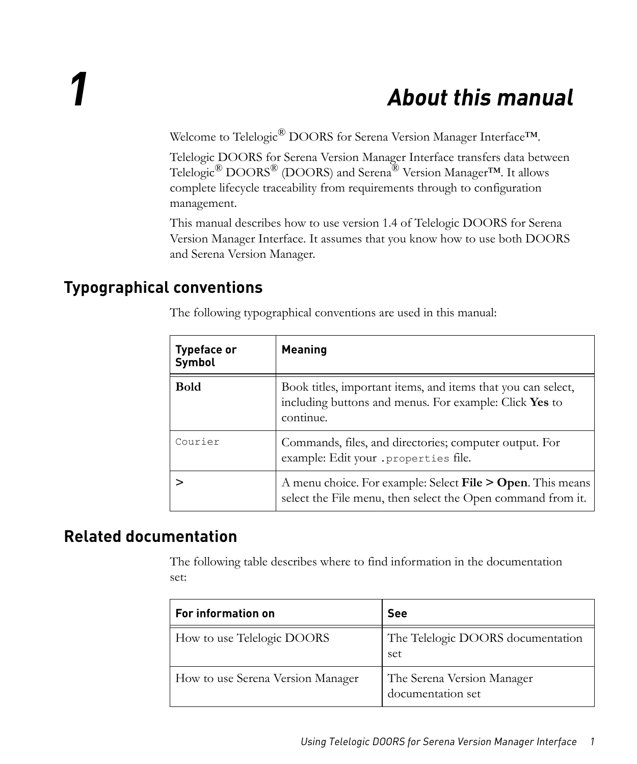# 1 About this manual

Welcome to Telelogic® DOORS for Serena Version Manager Interface™.

Telelogic DOORS for Serena Version Manager Interface transfers data between Telelogic® DOORS® (DOORS) and Serena® Version Manager™. It allows complete lifecycle traceability from requirements through to configuration management.

This manual describes how to use version 1.4 of Telelogic DOORS for Serena Version Manager Interface. It assumes that you know how to use both DOORS and Serena Version Manager.

## Typographical conventions

The following typographical conventions are used in this manual:

| Typeface or Symbol | Meaning |
|---|---|
| **Bold** | Book titles, important items, and items that you can select, including buttons and menus. For example: Click **Yes** to continue. |
| `Courier` | Commands, files, and directories; computer output. For example: Edit your `.properties` file. |
| **>** | A menu choice. For example: Select **File > Open**. This means select the File menu, then select the Open command from it. |

## Related documentation

The following table describes where to find information in the documentation set:

| For information on | See |
|---|---|
| How to use Telelogic DOORS | The Telelogic DOORS documentation set |
| How to use Serena Version Manager | The Serena Version Manager documentation set |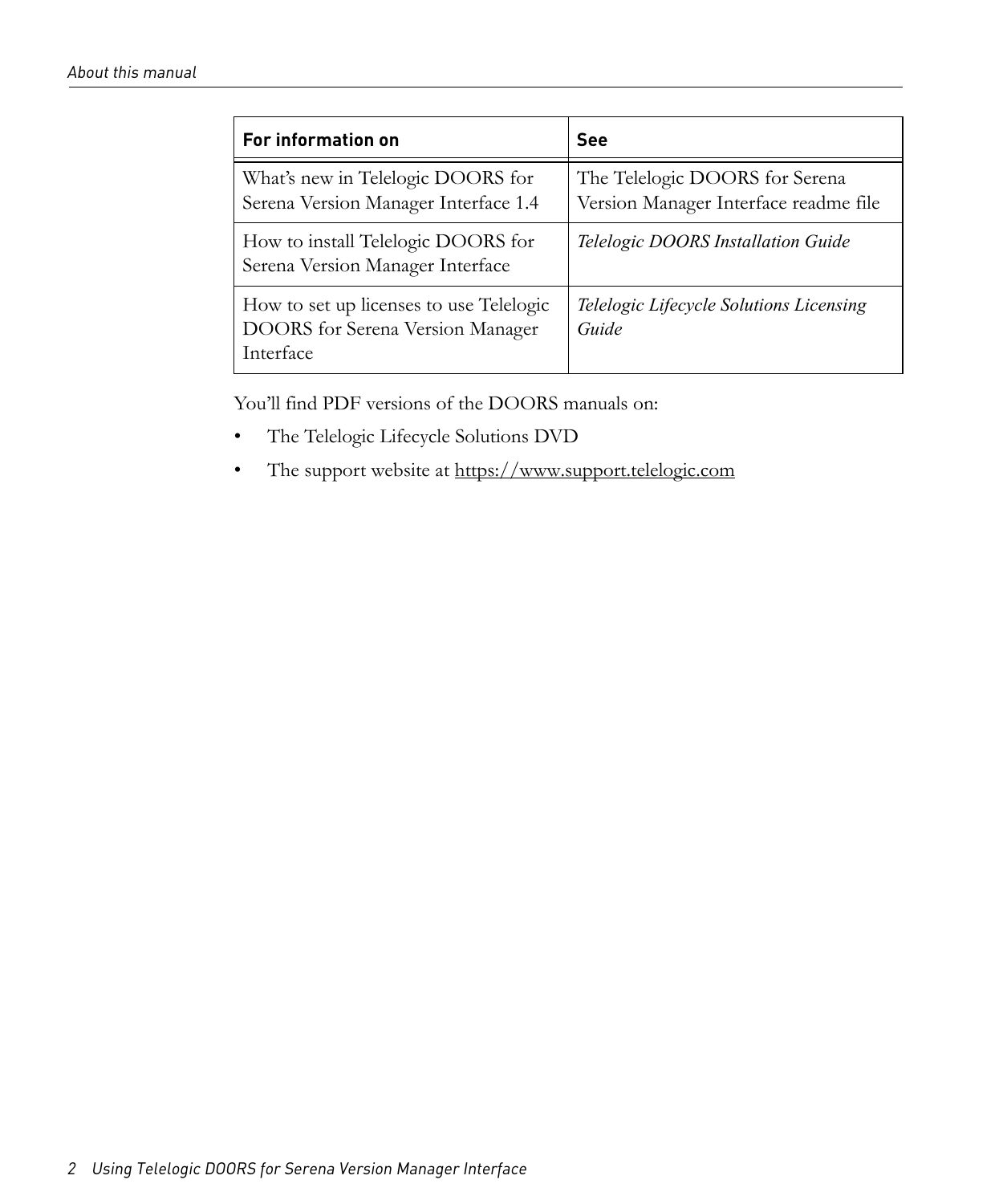| For information on | See |
| --- | --- |
| What’s new in Telelogic DOORS for Serena Version Manager Interface 1.4 | The Telelogic DOORS for Serena Version Manager Interface readme file |
| How to install Telelogic DOORS for Serena Version Manager Interface | *Telelogic DOORS Installation Guide* |
| How to set up licenses to use Telelogic DOORS for Serena Version Manager Interface | *Telelogic Lifecycle Solutions Licensing Guide* |

You’ll find PDF versions of the DOORS manuals on:

- The Telelogic Lifecycle Solutions DVD
- The support website at https://www.support.telelogic.com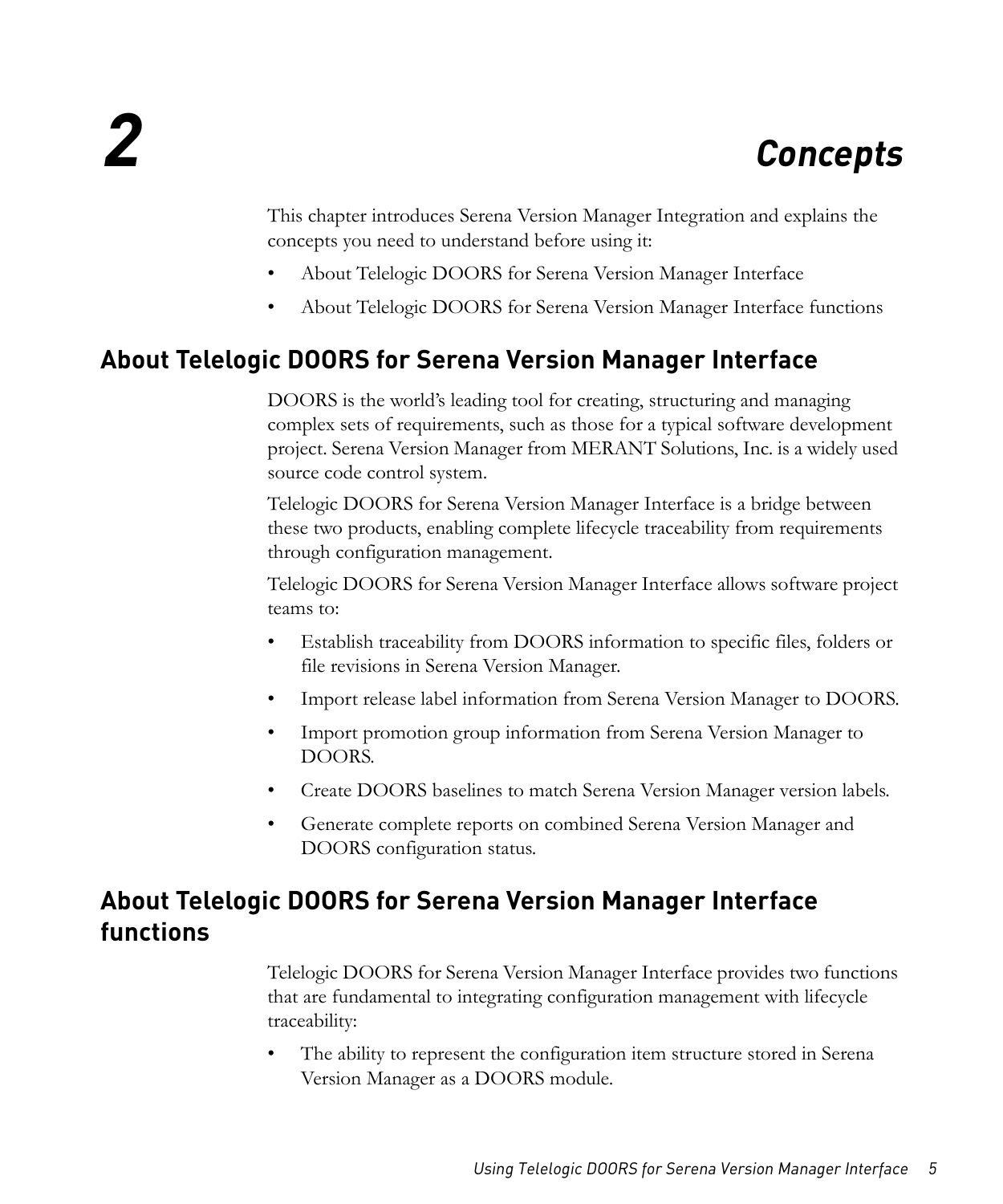# 2 Concepts

This chapter introduces Serena Version Manager Integration and explains the concepts you need to understand before using it:

- About Telelogic DOORS for Serena Version Manager Interface
- About Telelogic DOORS for Serena Version Manager Interface functions

## About Telelogic DOORS for Serena Version Manager Interface

DOORS is the world's leading tool for creating, structuring and managing complex sets of requirements, such as those for a typical software development project. Serena Version Manager from MERANT Solutions, Inc. is a widely used source code control system.

Telelogic DOORS for Serena Version Manager Interface is a bridge between these two products, enabling complete lifecycle traceability from requirements through configuration management.

Telelogic DOORS for Serena Version Manager Interface allows software project teams to:

- Establish traceability from DOORS information to specific files, folders or file revisions in Serena Version Manager.
- Import release label information from Serena Version Manager to DOORS.
- Import promotion group information from Serena Version Manager to DOORS.
- Create DOORS baselines to match Serena Version Manager version labels.
- Generate complete reports on combined Serena Version Manager and DOORS configuration status.

## About Telelogic DOORS for Serena Version Manager Interface functions

Telelogic DOORS for Serena Version Manager Interface provides two functions that are fundamental to integrating configuration management with lifecycle traceability:

- The ability to represent the configuration item structure stored in Serena Version Manager as a DOORS module.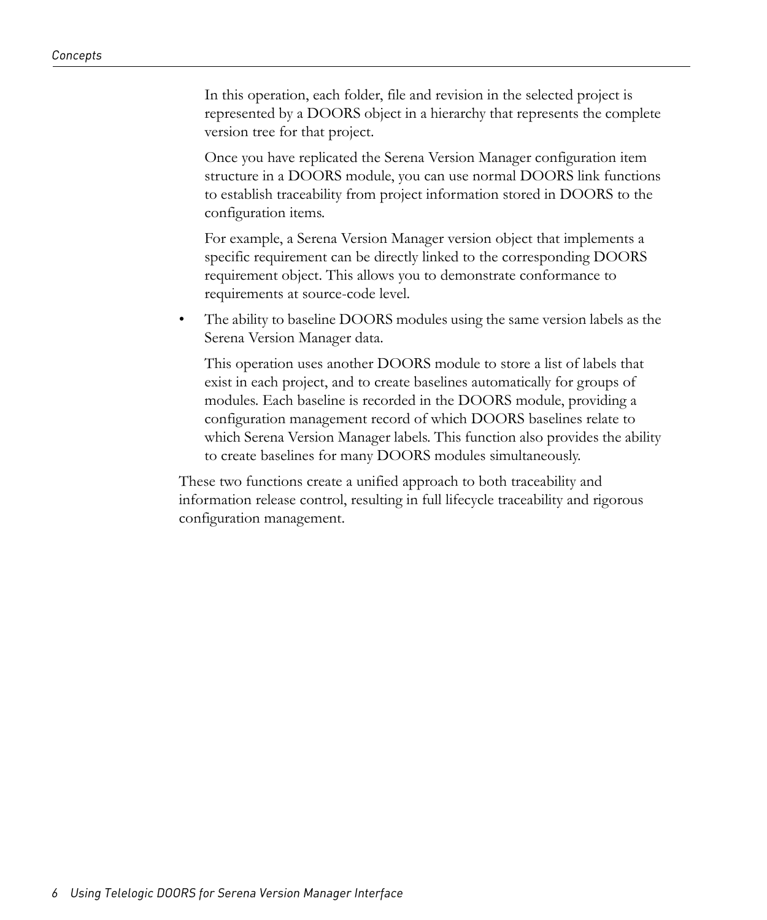In this operation, each folder, file and revision in the selected project is represented by a DOORS object in a hierarchy that represents the complete version tree for that project.

Once you have replicated the Serena Version Manager configuration item structure in a DOORS module, you can use normal DOORS link functions to establish traceability from project information stored in DOORS to the configuration items.

For example, a Serena Version Manager version object that implements a specific requirement can be directly linked to the corresponding DOORS requirement object. This allows you to demonstrate conformance to requirements at source-code level.

- The ability to baseline DOORS modules using the same version labels as the Serena Version Manager data.

  This operation uses another DOORS module to store a list of labels that exist in each project, and to create baselines automatically for groups of modules. Each baseline is recorded in the DOORS module, providing a configuration management record of which DOORS baselines relate to which Serena Version Manager labels. This function also provides the ability to create baselines for many DOORS modules simultaneously.

These two functions create a unified approach to both traceability and information release control, resulting in full lifecycle traceability and rigorous configuration management.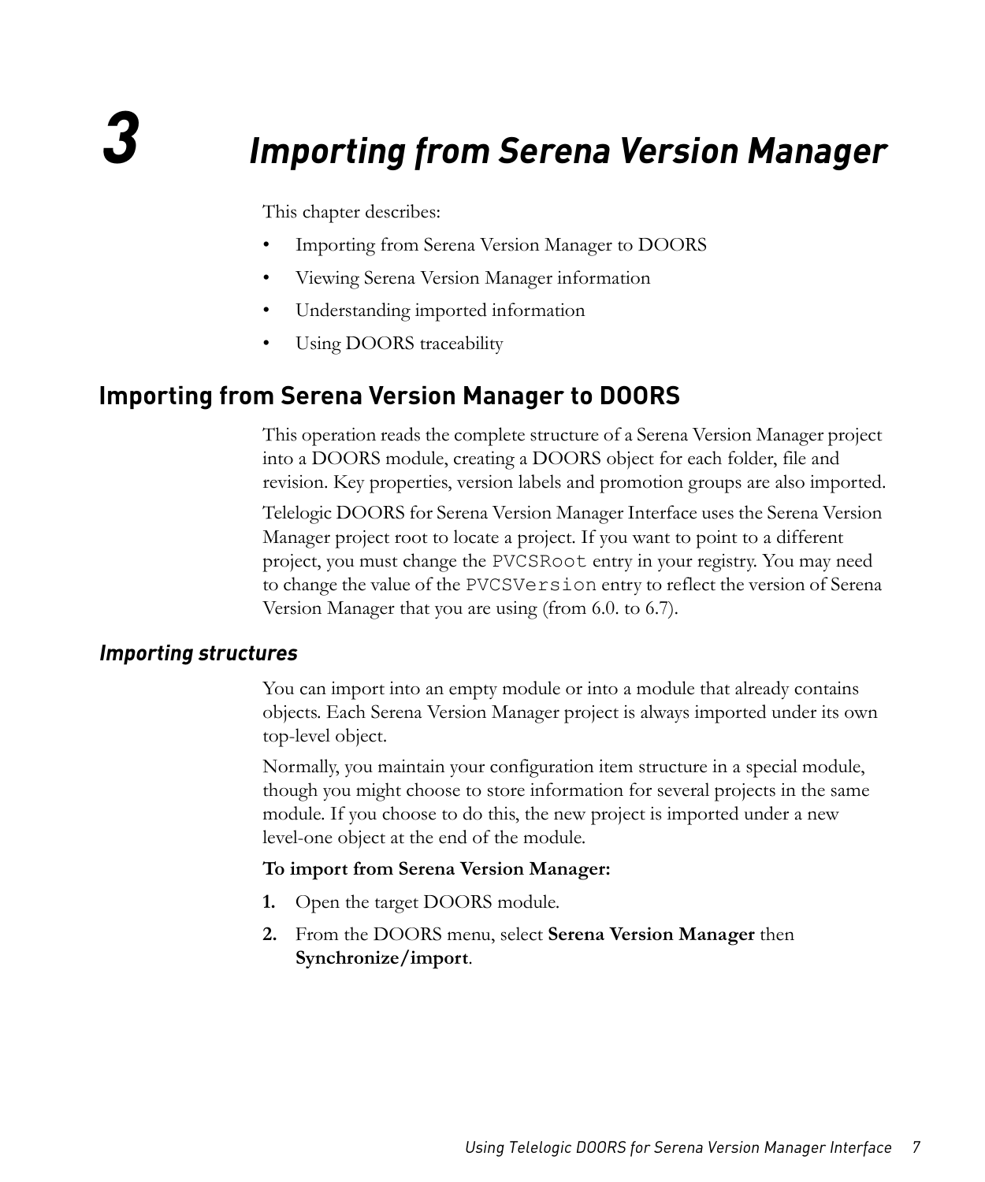# 3 Importing from Serena Version Manager

This chapter describes:

- Importing from Serena Version Manager to DOORS
- Viewing Serena Version Manager information
- Understanding imported information
- Using DOORS traceability

## Importing from Serena Version Manager to DOORS

This operation reads the complete structure of a Serena Version Manager project into a DOORS module, creating a DOORS object for each folder, file and revision. Key properties, version labels and promotion groups are also imported.

Telelogic DOORS for Serena Version Manager Interface uses the Serena Version Manager project root to locate a project. If you want to point to a different project, you must change the `PVCSRoot` entry in your registry. You may need to change the value of the `PVCSVersion` entry to reflect the version of Serena Version Manager that you are using (from 6.0. to 6.7).

### *Importing structures*

You can import into an empty module or into a module that already contains objects. Each Serena Version Manager project is always imported under its own top-level object.

Normally, you maintain your configuration item structure in a special module, though you might choose to store information for several projects in the same module. If you choose to do this, the new project is imported under a new level-one object at the end of the module.

**To import from Serena Version Manager:**

1. Open the target DOORS module.
2. From the DOORS menu, select **Serena Version Manager** then **Synchronize/import**.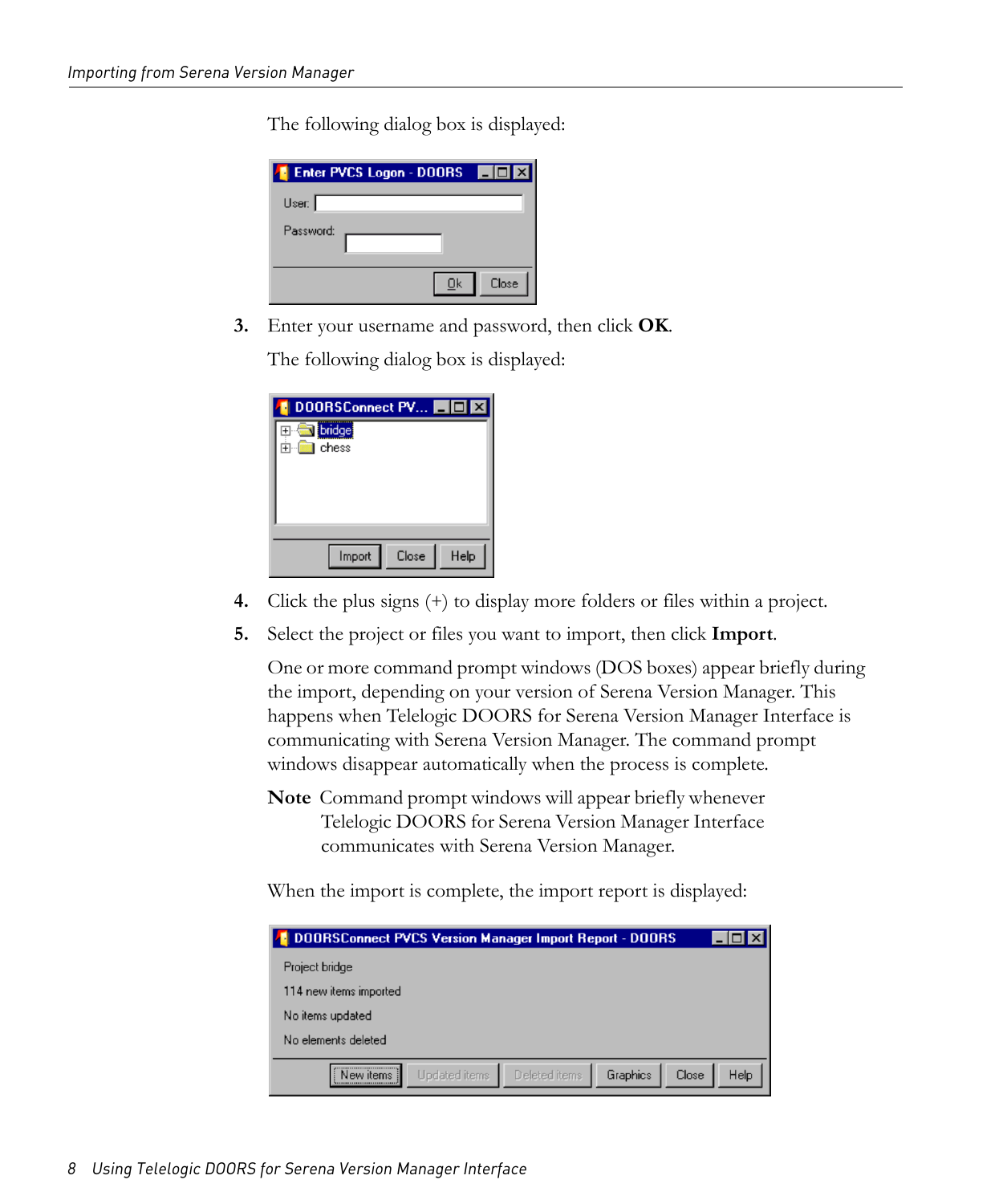The following dialog box is displayed:

3. Enter your username and password, then click **OK**.

   The following dialog box is displayed:

4. Click the plus signs (+) to display more folders or files within a project.
5. Select the project or files you want to import, then click **Import**.

   One or more command prompt windows (DOS boxes) appear briefly during the import, depending on your version of Serena Version Manager. This happens when Telelogic DOORS for Serena Version Manager Interface is communicating with Serena Version Manager. The command prompt windows disappear automatically when the process is complete.

   **Note** Command prompt windows will appear briefly whenever Telelogic DOORS for Serena Version Manager Interface communicates with Serena Version Manager.

   When the import is complete, the import report is displayed: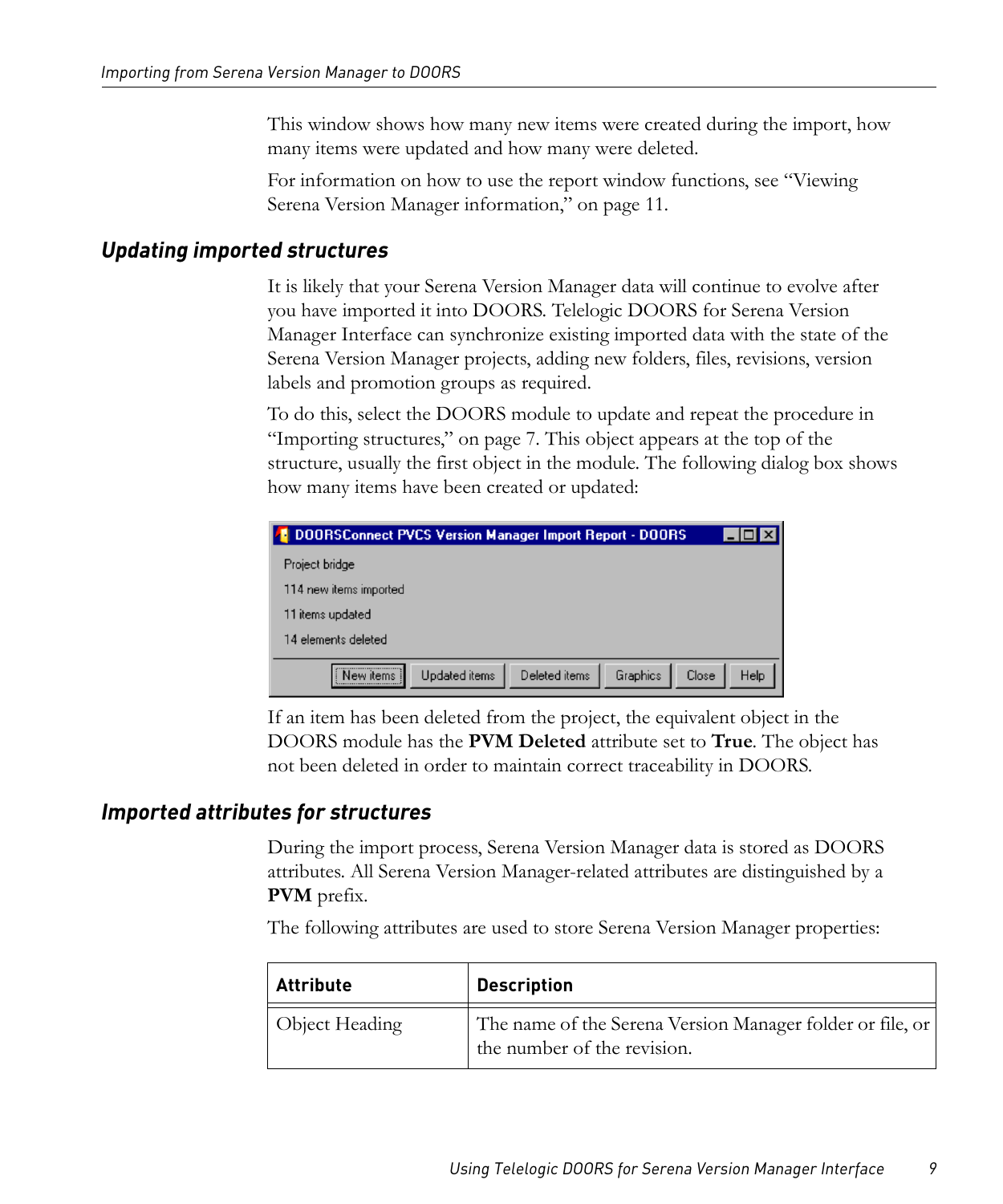This window shows how many new items were created during the import, how many items were updated and how many were deleted.

For information on how to use the report window functions, see "Viewing Serena Version Manager information," on page 11.

## Updating imported structures

It is likely that your Serena Version Manager data will continue to evolve after you have imported it into DOORS. Telelogic DOORS for Serena Version Manager Interface can synchronize existing imported data with the state of the Serena Version Manager projects, adding new folders, files, revisions, version labels and promotion groups as required.

To do this, select the DOORS module to update and repeat the procedure in "Importing structures," on page 7. This object appears at the top of the structure, usually the first object in the module. The following dialog box shows how many items have been created or updated:

DOORSConnect PVCS Version Manager Import Report - DOORS

Project bridge

114 new items imported

11 items updated

14 elements deleted

New items | Updated items | Deleted items | Graphics | Close | Help

If an item has been deleted from the project, the equivalent object in the DOORS module has the **PVM Deleted** attribute set to **True**. The object has not been deleted in order to maintain correct traceability in DOORS.

## Imported attributes for structures

During the import process, Serena Version Manager data is stored as DOORS attributes. All Serena Version Manager-related attributes are distinguished by a **PVM** prefix.

The following attributes are used to store Serena Version Manager properties:

| Attribute | Description |
|---|---|
| Object Heading | The name of the Serena Version Manager folder or file, or the number of the revision. |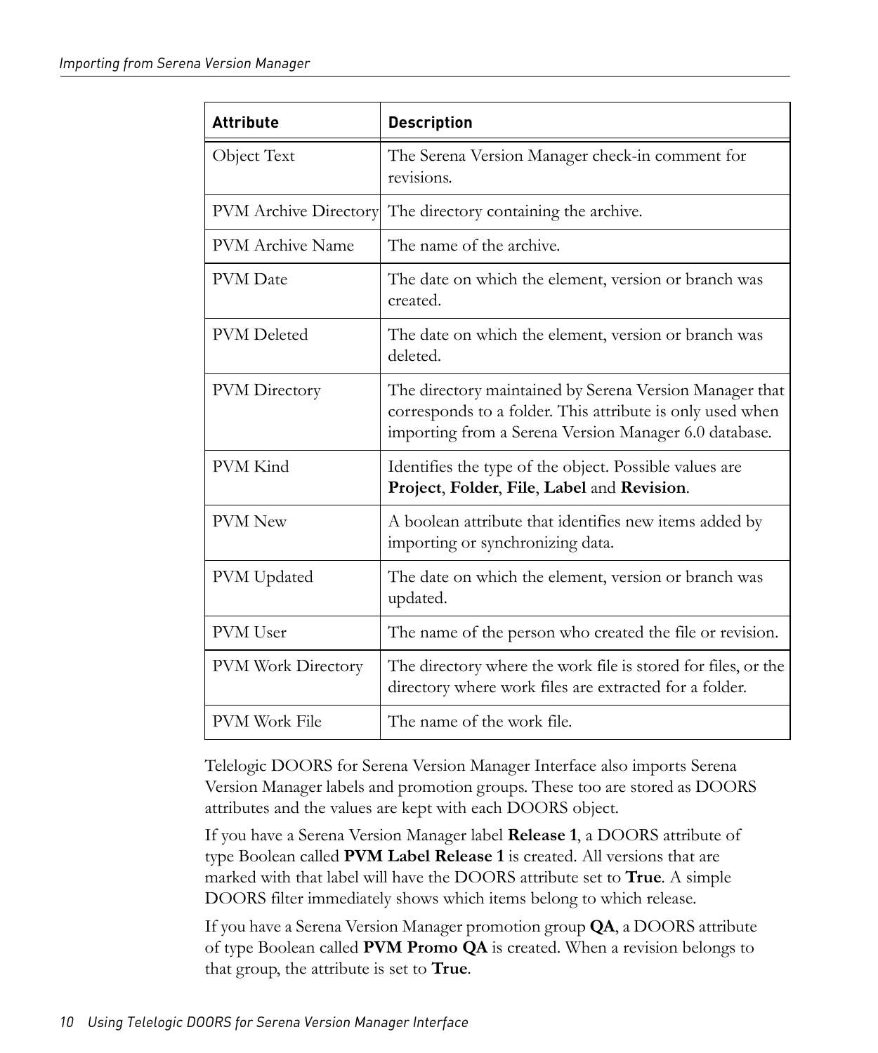| Attribute | Description |
| --- | --- |
| Object Text | The Serena Version Manager check-in comment for revisions. |
| PVM Archive Directory | The directory containing the archive. |
| PVM Archive Name | The name of the archive. |
| PVM Date | The date on which the element, version or branch was created. |
| PVM Deleted | The date on which the element, version or branch was deleted. |
| PVM Directory | The directory maintained by Serena Version Manager that corresponds to a folder. This attribute is only used when importing from a Serena Version Manager 6.0 database. |
| PVM Kind | Identifies the type of the object. Possible values are **Project**, **Folder**, **File**, **Label** and **Revision**. |
| PVM New | A boolean attribute that identifies new items added by importing or synchronizing data. |
| PVM Updated | The date on which the element, version or branch was updated. |
| PVM User | The name of the person who created the file or revision. |
| PVM Work Directory | The directory where the work file is stored for files, or the directory where work files are extracted for a folder. |
| PVM Work File | The name of the work file. |

Telelogic DOORS for Serena Version Manager Interface also imports Serena Version Manager labels and promotion groups. These too are stored as DOORS attributes and the values are kept with each DOORS object.

If you have a Serena Version Manager label **Release 1**, a DOORS attribute of type Boolean called **PVM Label Release 1** is created. All versions that are marked with that label will have the DOORS attribute set to **True**. A simple DOORS filter immediately shows which items belong to which release.

If you have a Serena Version Manager promotion group **QA**, a DOORS attribute of type Boolean called **PVM Promo QA** is created. When a revision belongs to that group, the attribute is set to **True**.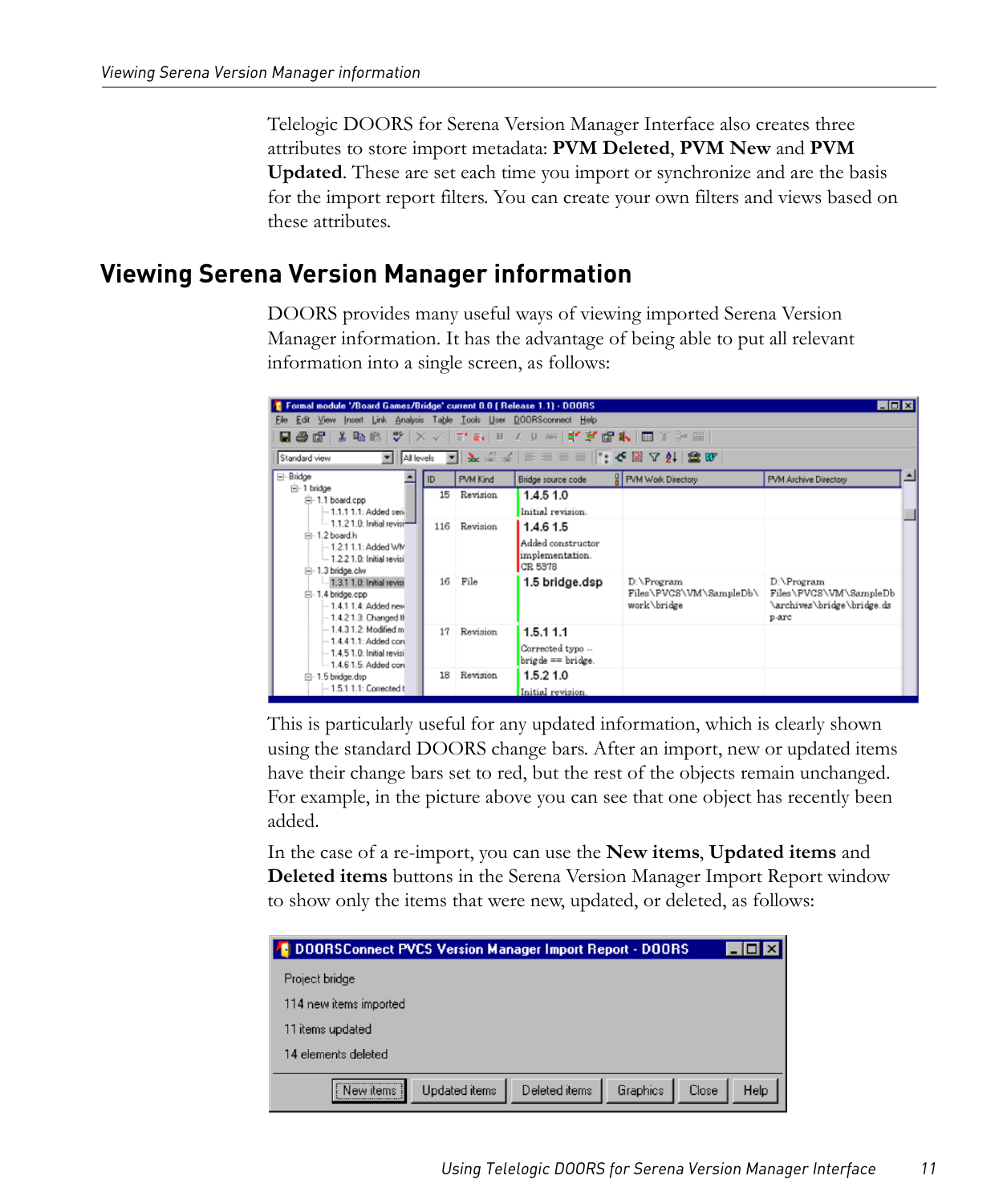Telelogic DOORS for Serena Version Manager Interface also creates three attributes to store import metadata: **PVM Deleted**, **PVM New** and **PVM Updated**. These are set each time you import or synchronize and are the basis for the import report filters. You can create your own filters and views based on these attributes.

## Viewing Serena Version Manager information

DOORS provides many useful ways of viewing imported Serena Version Manager information. It has the advantage of being able to put all relevant information into a single screen, as follows:

This is particularly useful for any updated information, which is clearly shown using the standard DOORS change bars. After an import, new or updated items have their change bars set to red, but the rest of the objects remain unchanged. For example, in the picture above you can see that one object has recently been added.

In the case of a re-import, you can use the **New items**, **Updated items** and **Deleted items** buttons in the Serena Version Manager Import Report window to show only the items that were new, updated, or deleted, as follows: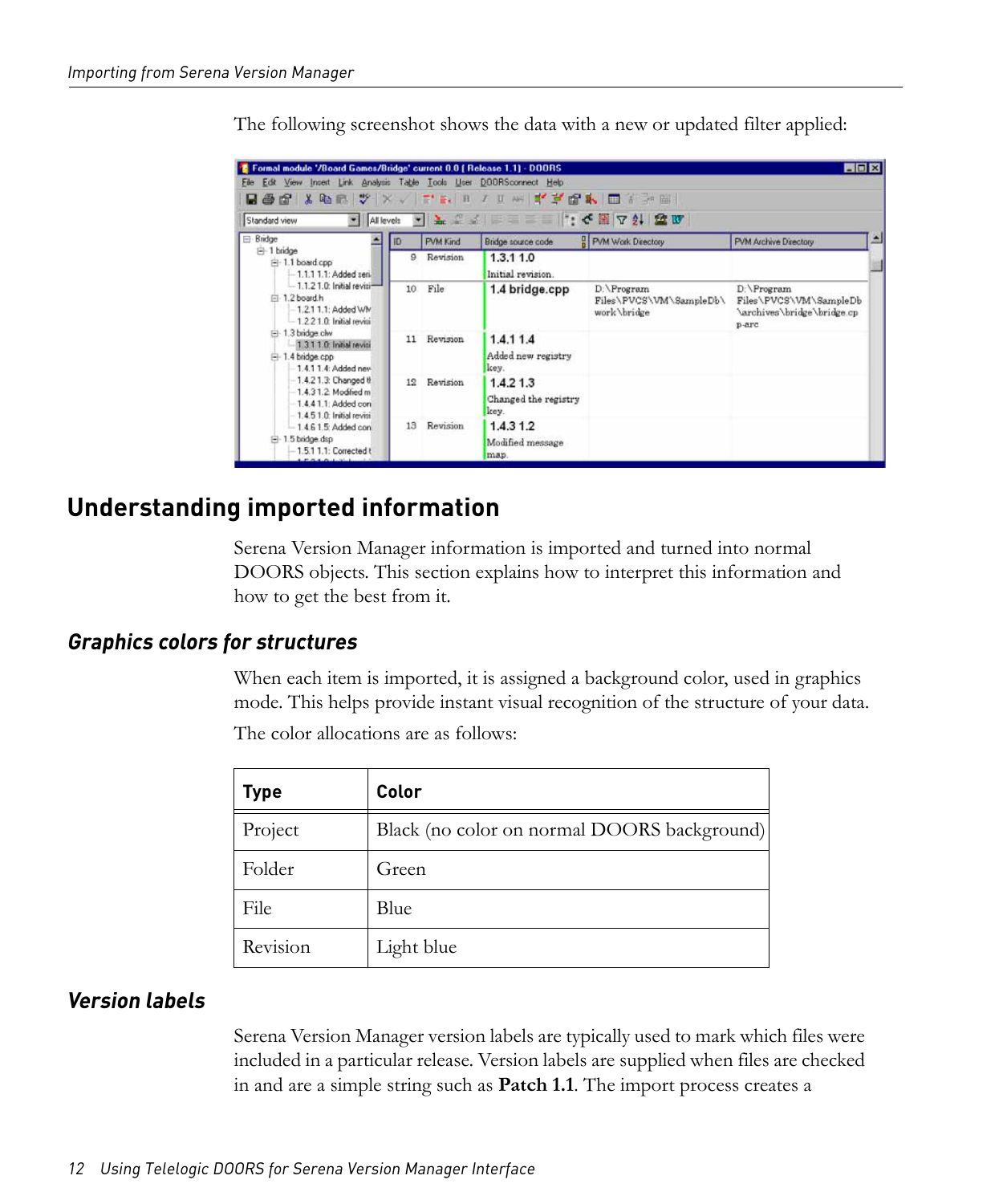The following screenshot shows the data with a new or updated filter applied:

## Understanding imported information

Serena Version Manager information is imported and turned into normal DOORS objects. This section explains how to interpret this information and how to get the best from it.

### Graphics colors for structures

When each item is imported, it is assigned a background color, used in graphics mode. This helps provide instant visual recognition of the structure of your data.

The color allocations are as follows:

| Type | Color |
|---|---|
| Project | Black (no color on normal DOORS background) |
| Folder | Green |
| File | Blue |
| Revision | Light blue |

### Version labels

Serena Version Manager version labels are typically used to mark which files were included in a particular release. Version labels are supplied when files are checked in and are a simple string such as **Patch 1.1**. The import process creates a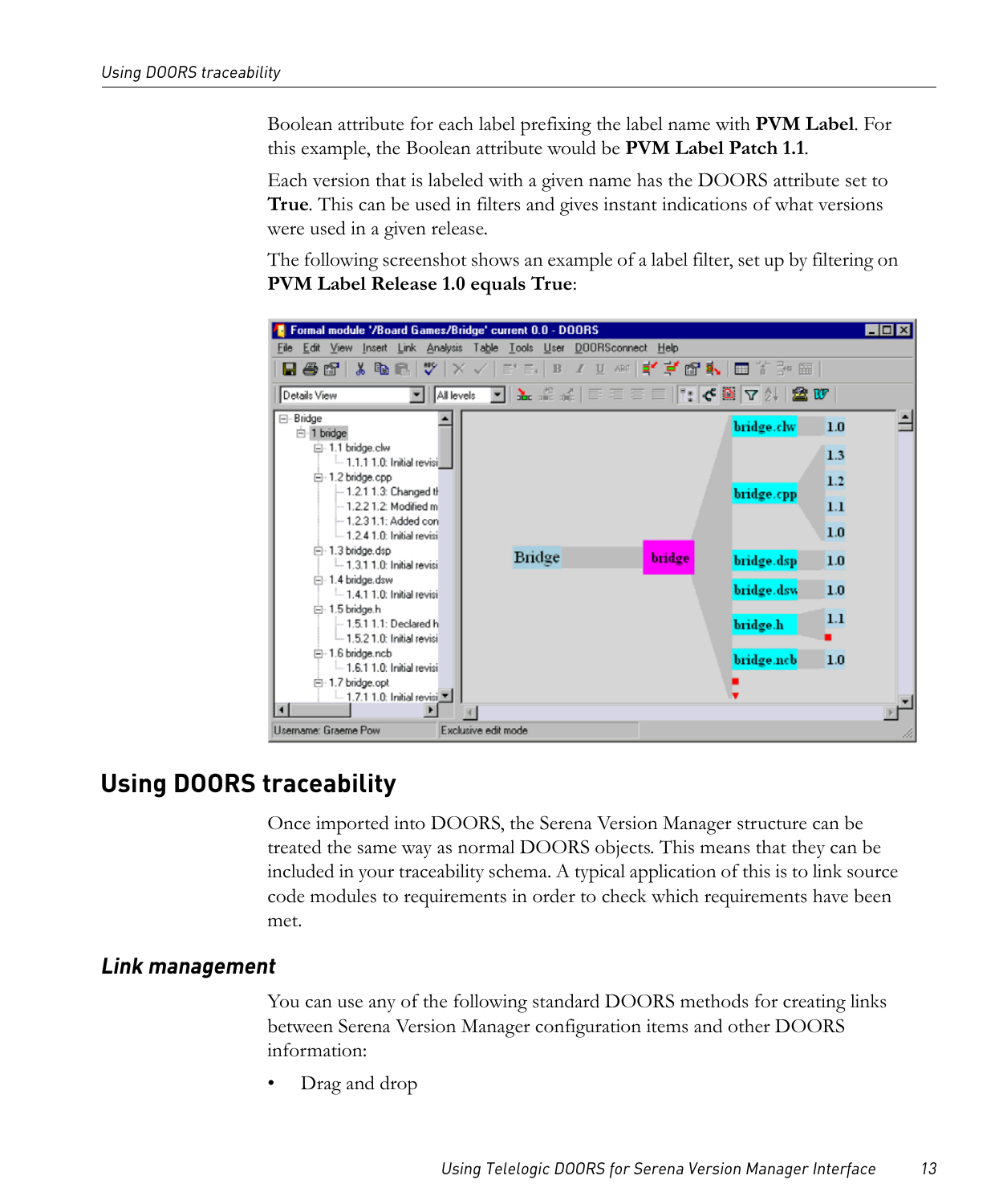Boolean attribute for each label prefixing the label name with **PVM Label**. For this example, the Boolean attribute would be **PVM Label Patch 1.1**.

Each version that is labeled with a given name has the DOORS attribute set to **True**. This can be used in filters and gives instant indications of what versions were used in a given release.

The following screenshot shows an example of a label filter, set up by filtering on **PVM Label Release 1.0 equals True**:

## Using DOORS traceability

Once imported into DOORS, the Serena Version Manager structure can be treated the same way as normal DOORS objects. This means that they can be included in your traceability schema. A typical application of this is to link source code modules to requirements in order to check which requirements have been met.

### *Link management*

You can use any of the following standard DOORS methods for creating links between Serena Version Manager configuration items and other DOORS information:

- Drag and drop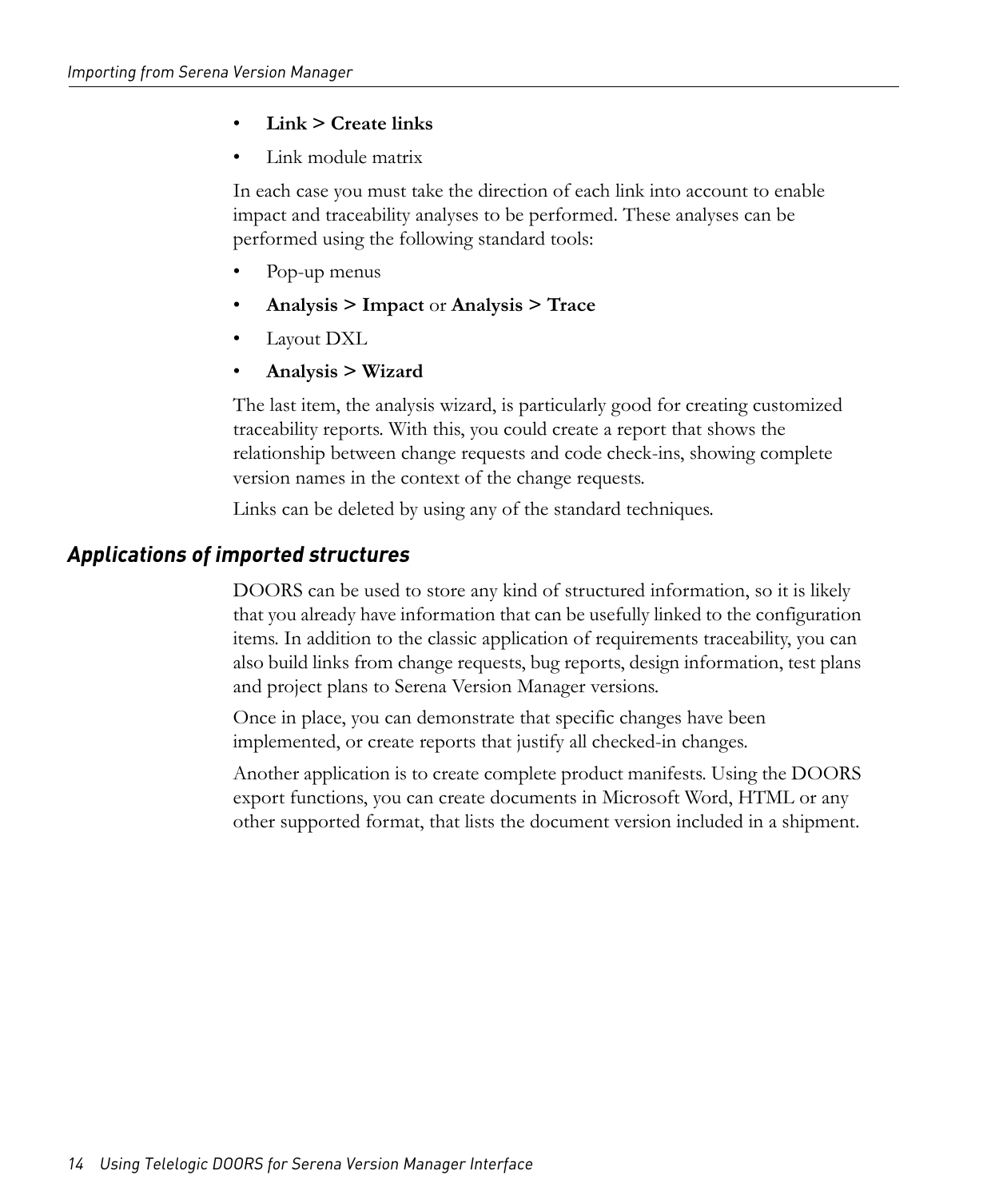- **Link > Create links**
- Link module matrix

In each case you must take the direction of each link into account to enable impact and traceability analyses to be performed. These analyses can be performed using the following standard tools:

- Pop-up menus
- **Analysis > Impact** or **Analysis > Trace**
- Layout DXL
- **Analysis > Wizard**

The last item, the analysis wizard, is particularly good for creating customized traceability reports. With this, you could create a report that shows the relationship between change requests and code check-ins, showing complete version names in the context of the change requests.

Links can be deleted by using any of the standard techniques.

## *Applications of imported structures*

DOORS can be used to store any kind of structured information, so it is likely that you already have information that can be usefully linked to the configuration items. In addition to the classic application of requirements traceability, you can also build links from change requests, bug reports, design information, test plans and project plans to Serena Version Manager versions.

Once in place, you can demonstrate that specific changes have been implemented, or create reports that justify all checked-in changes.

Another application is to create complete product manifests. Using the DOORS export functions, you can create documents in Microsoft Word, HTML or any other supported format, that lists the document version included in a shipment.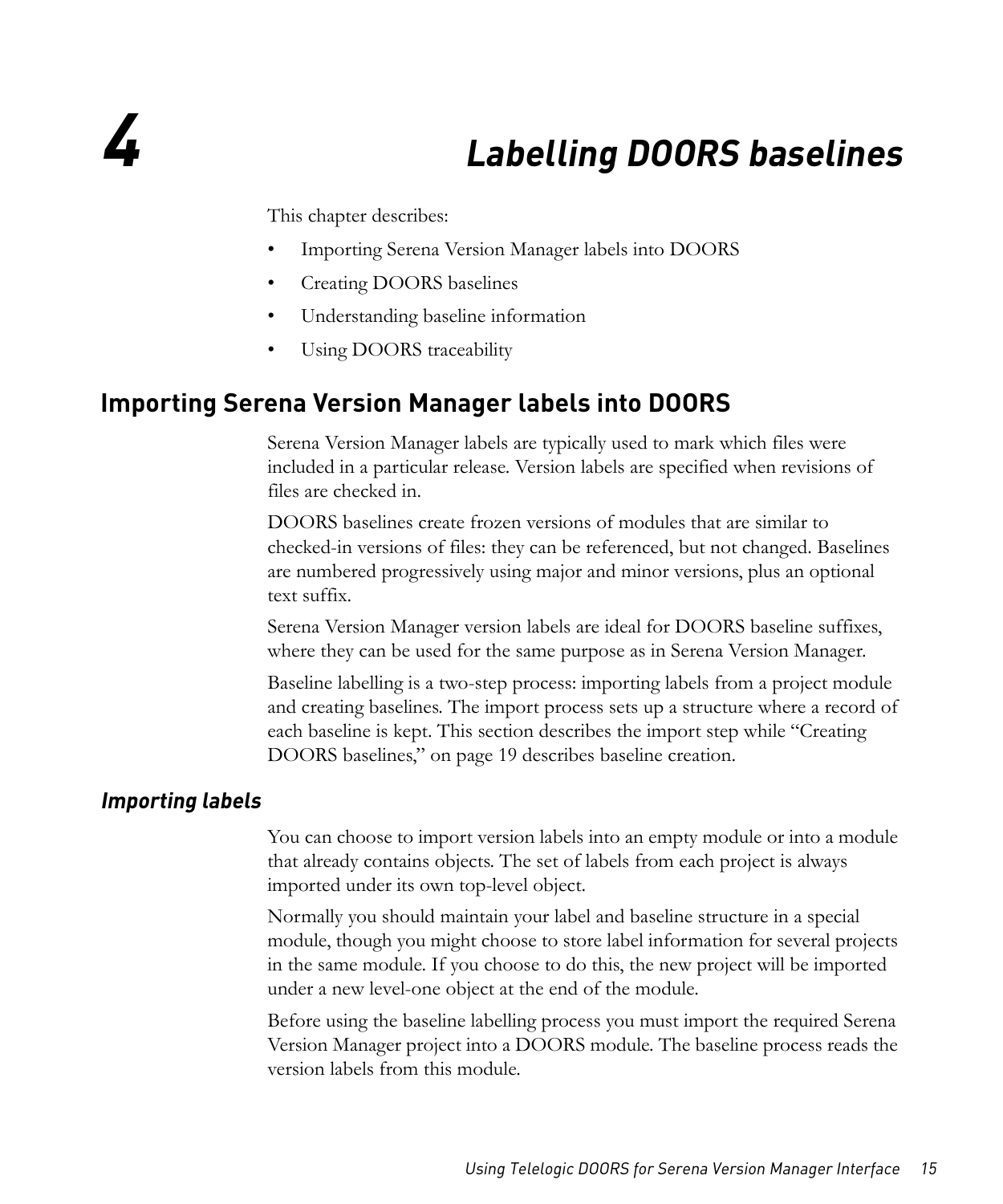# 4 Labelling DOORS baselines

This chapter describes:

- Importing Serena Version Manager labels into DOORS
- Creating DOORS baselines
- Understanding baseline information
- Using DOORS traceability

## Importing Serena Version Manager labels into DOORS

Serena Version Manager labels are typically used to mark which files were included in a particular release. Version labels are specified when revisions of files are checked in.

DOORS baselines create frozen versions of modules that are similar to checked-in versions of files: they can be referenced, but not changed. Baselines are numbered progressively using major and minor versions, plus an optional text suffix.

Serena Version Manager version labels are ideal for DOORS baseline suffixes, where they can be used for the same purpose as in Serena Version Manager.

Baseline labelling is a two-step process: importing labels from a project module and creating baselines. The import process sets up a structure where a record of each baseline is kept. This section describes the import step while “Creating DOORS baselines,” on page 19 describes baseline creation.

### *Importing labels*

You can choose to import version labels into an empty module or into a module that already contains objects. The set of labels from each project is always imported under its own top-level object.

Normally you should maintain your label and baseline structure in a special module, though you might choose to store label information for several projects in the same module. If you choose to do this, the new project will be imported under a new level-one object at the end of the module.

Before using the baseline labelling process you must import the required Serena Version Manager project into a DOORS module. The baseline process reads the version labels from this module.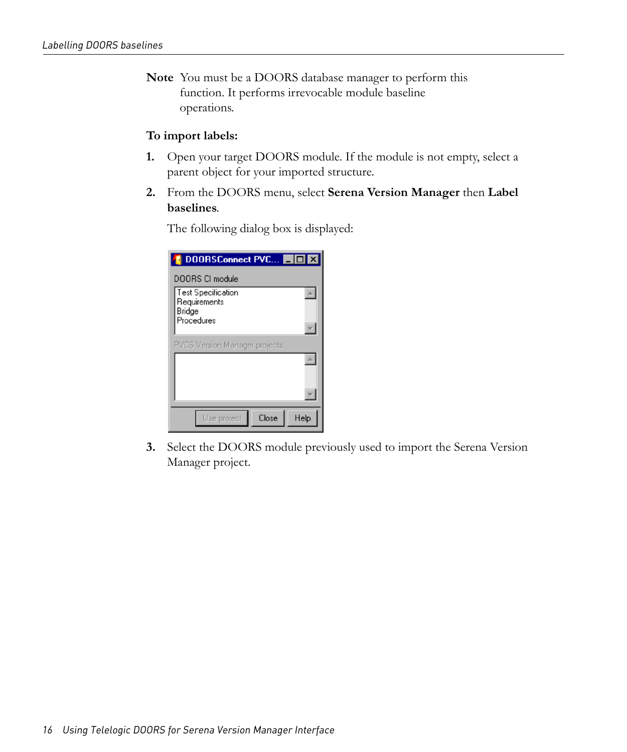**Note** You must be a DOORS database manager to perform this function. It performs irrevocable module baseline operations.

**To import labels:**

1. Open your target DOORS module. If the module is not empty, select a parent object for your imported structure.
2. From the DOORS menu, select **Serena Version Manager** then **Label baselines**.

   The following dialog box is displayed:

3. Select the DOORS module previously used to import the Serena Version Manager project.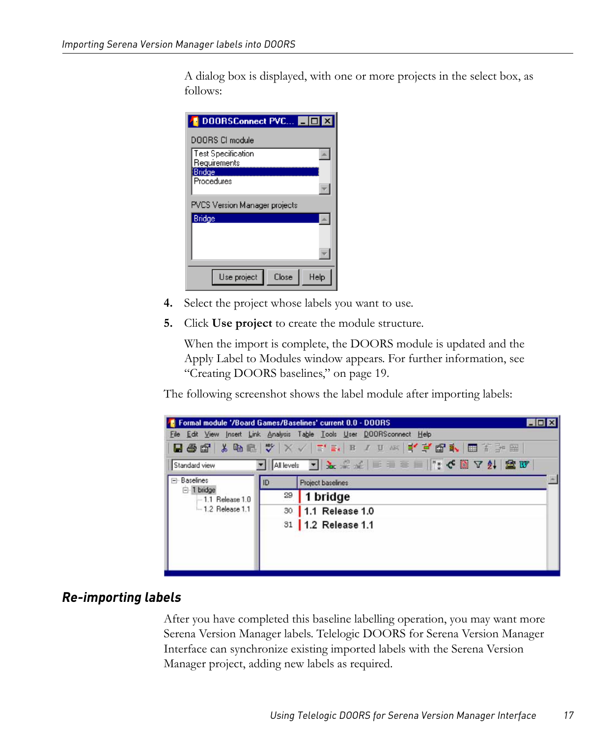A dialog box is displayed, with one or more projects in the select box, as follows:

4. Select the project whose labels you want to use.
5. Click **Use project** to create the module structure.

   When the import is complete, the DOORS module is updated and the Apply Label to Modules window appears. For further information, see “Creating DOORS baselines,” on page 19.

The following screenshot shows the label module after importing labels:

## Re-importing labels

After you have completed this baseline labelling operation, you may want more Serena Version Manager labels. Telelogic DOORS for Serena Version Manager Interface can synchronize existing imported labels with the Serena Version Manager project, adding new labels as required.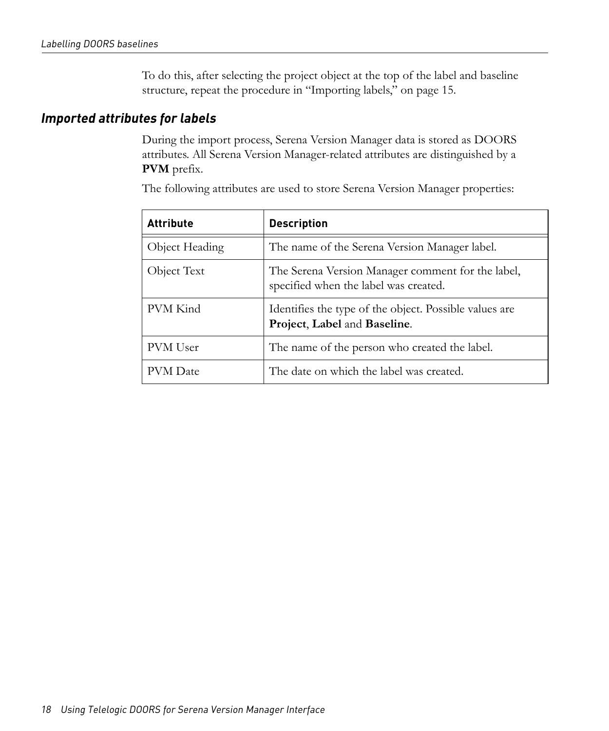To do this, after selecting the project object at the top of the label and baseline structure, repeat the procedure in "Importing labels," on page 15.

### *Imported attributes for labels*

During the import process, Serena Version Manager data is stored as DOORS attributes. All Serena Version Manager-related attributes are distinguished by a **PVM** prefix.

The following attributes are used to store Serena Version Manager properties:

| Attribute | Description |
|---|---|
| Object Heading | The name of the Serena Version Manager label. |
| Object Text | The Serena Version Manager comment for the label, specified when the label was created. |
| PVM Kind | Identifies the type of the object. Possible values are **Project**, **Label** and **Baseline**. |
| PVM User | The name of the person who created the label. |
| PVM Date | The date on which the label was created. |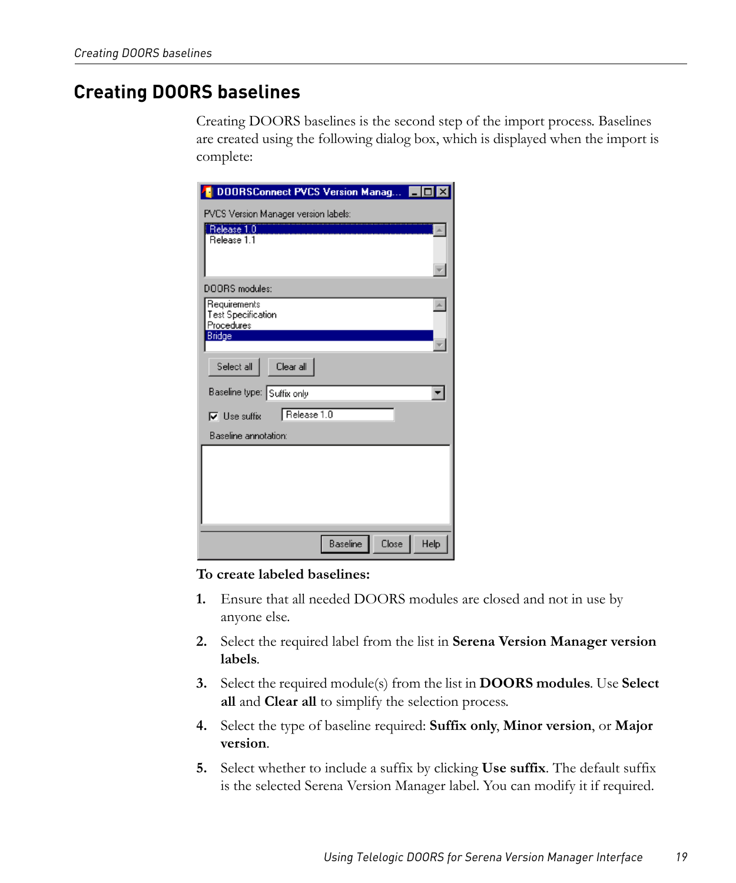# Creating DOORS baselines

Creating DOORS baselines is the second step of the import process. Baselines are created using the following dialog box, which is displayed when the import is complete:

**To create labeled baselines:**

1. Ensure that all needed DOORS modules are closed and not in use by anyone else.
2. Select the required label from the list in **Serena Version Manager version labels**.
3. Select the required module(s) from the list in **DOORS modules**. Use **Select all** and **Clear all** to simplify the selection process.
4. Select the type of baseline required: **Suffix only**, **Minor version**, or **Major version**.
5. Select whether to include a suffix by clicking **Use suffix**. The default suffix is the selected Serena Version Manager label. You can modify it if required.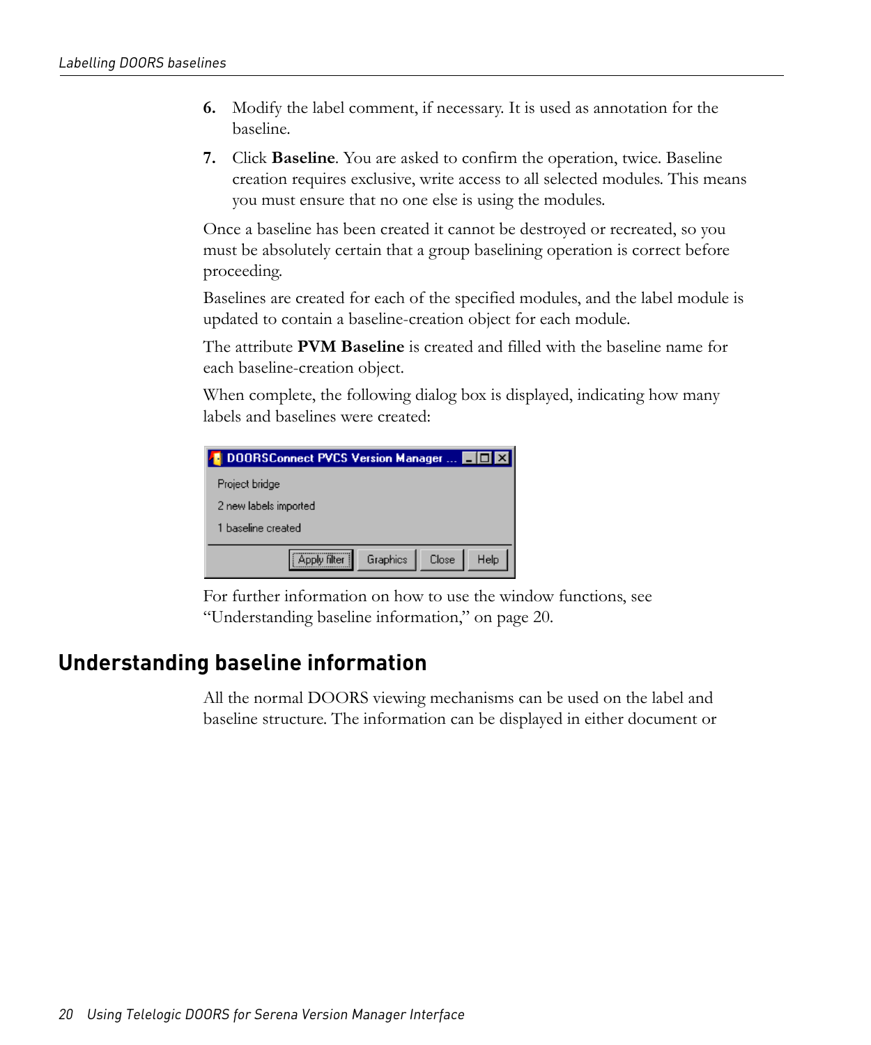6. Modify the label comment, if necessary. It is used as annotation for the baseline.
7. Click **Baseline**. You are asked to confirm the operation, twice. Baseline creation requires exclusive, write access to all selected modules. This means you must ensure that no one else is using the modules.

Once a baseline has been created it cannot be destroyed or recreated, so you must be absolutely certain that a group baselining operation is correct before proceeding.

Baselines are created for each of the specified modules, and the label module is updated to contain a baseline-creation object for each module.

The attribute **PVM Baseline** is created and filled with the baseline name for each baseline-creation object.

When complete, the following dialog box is displayed, indicating how many labels and baselines were created:

DOORSConnect PVCS Version Manager ...

Project bridge

2 new labels imported

1 baseline created

Apply filter | Graphics | Close | Help

For further information on how to use the window functions, see "Understanding baseline information," on page 20.

## Understanding baseline information

All the normal DOORS viewing mechanisms can be used on the label and baseline structure. The information can be displayed in either document or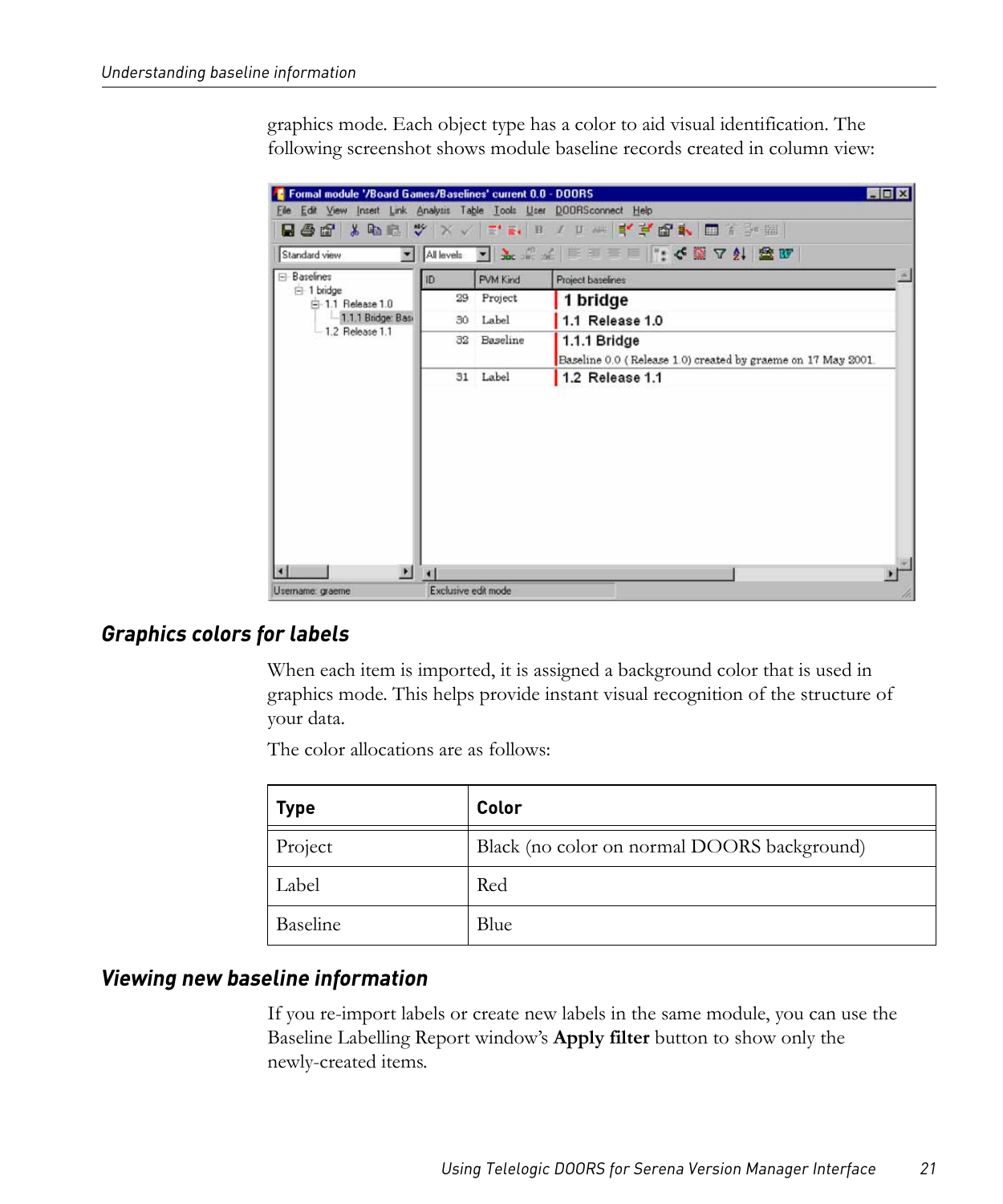graphics mode. Each object type has a color to aid visual identification. The following screenshot shows module baseline records created in column view:

## Graphics colors for labels

When each item is imported, it is assigned a background color that is used in graphics mode. This helps provide instant visual recognition of the structure of your data.

The color allocations are as follows:

| Type | Color |
|---|---|
| Project | Black (no color on normal DOORS background) |
| Label | Red |
| Baseline | Blue |

## Viewing new baseline information

If you re-import labels or create new labels in the same module, you can use the Baseline Labelling Report window's **Apply filter** button to show only the newly-created items.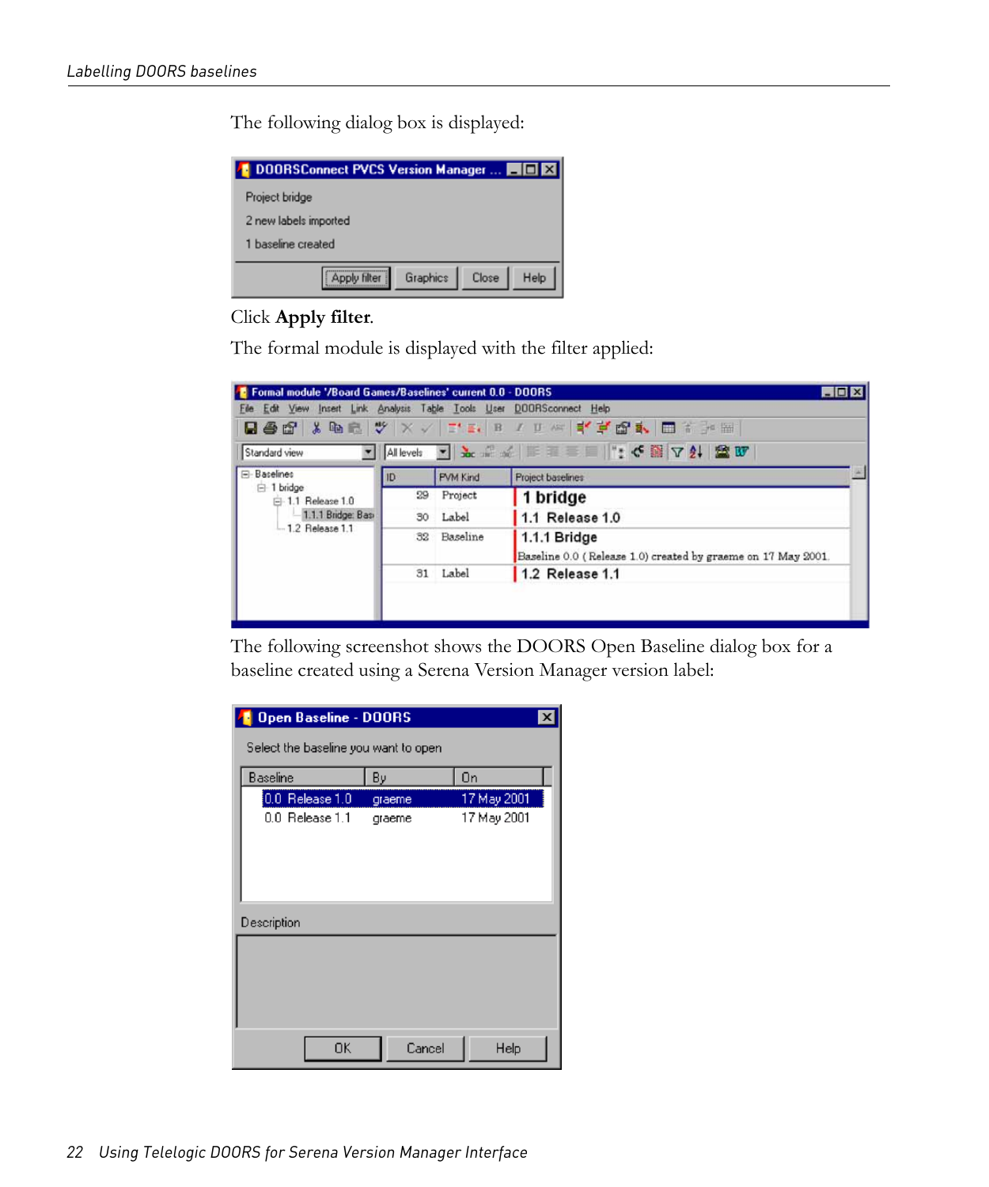The following dialog box is displayed:

Click **Apply filter**.

The formal module is displayed with the filter applied:

The following screenshot shows the DOORS Open Baseline dialog box for a baseline created using a Serena Version Manager version label: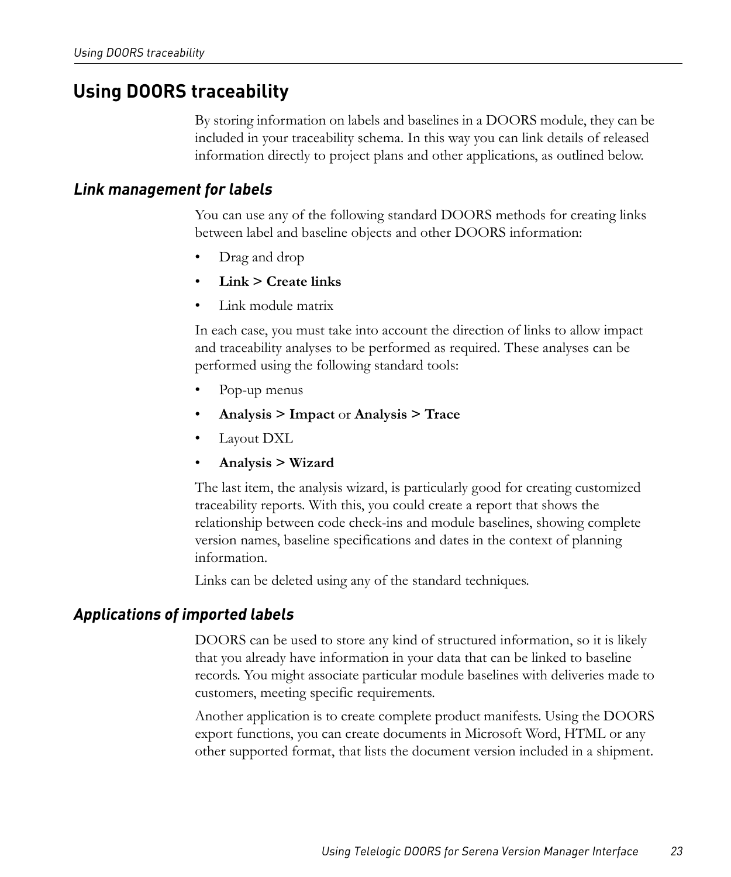# Using DOORS traceability

By storing information on labels and baselines in a DOORS module, they can be included in your traceability schema. In this way you can link details of released information directly to project plans and other applications, as outlined below.

## *Link management for labels*

You can use any of the following standard DOORS methods for creating links between label and baseline objects and other DOORS information:

- Drag and drop
- **Link > Create links**
- Link module matrix

In each case, you must take into account the direction of links to allow impact and traceability analyses to be performed as required. These analyses can be performed using the following standard tools:

- Pop-up menus
- **Analysis > Impact** or **Analysis > Trace**
- Layout DXL
- **Analysis > Wizard**

The last item, the analysis wizard, is particularly good for creating customized traceability reports. With this, you could create a report that shows the relationship between code check-ins and module baselines, showing complete version names, baseline specifications and dates in the context of planning information.

Links can be deleted using any of the standard techniques.

## *Applications of imported labels*

DOORS can be used to store any kind of structured information, so it is likely that you already have information in your data that can be linked to baseline records. You might associate particular module baselines with deliveries made to customers, meeting specific requirements.

Another application is to create complete product manifests. Using the DOORS export functions, you can create documents in Microsoft Word, HTML or any other supported format, that lists the document version included in a shipment.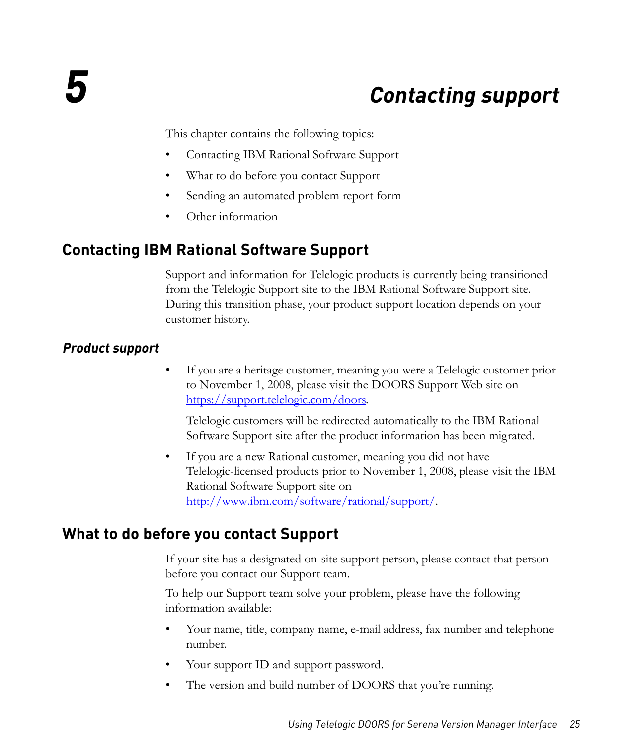# 5 Contacting support

This chapter contains the following topics:

- Contacting IBM Rational Software Support
- What to do before you contact Support
- Sending an automated problem report form
- Other information

## Contacting IBM Rational Software Support

Support and information for Telelogic products is currently being transitioned from the Telelogic Support site to the IBM Rational Software Support site. During this transition phase, your product support location depends on your customer history.

### *Product support*

- If you are a heritage customer, meaning you were a Telelogic customer prior to November 1, 2008, please visit the DOORS Support Web site on https://support.telelogic.com/doors.

  Telelogic customers will be redirected automatically to the IBM Rational Software Support site after the product information has been migrated.

- If you are a new Rational customer, meaning you did not have Telelogic-licensed products prior to November 1, 2008, please visit the IBM Rational Software Support site on http://www.ibm.com/software/rational/support/.

## What to do before you contact Support

If your site has a designated on-site support person, please contact that person before you contact our Support team.

To help our Support team solve your problem, please have the following information available:

- Your name, title, company name, e-mail address, fax number and telephone number.
- Your support ID and support password.
- The version and build number of DOORS that you're running.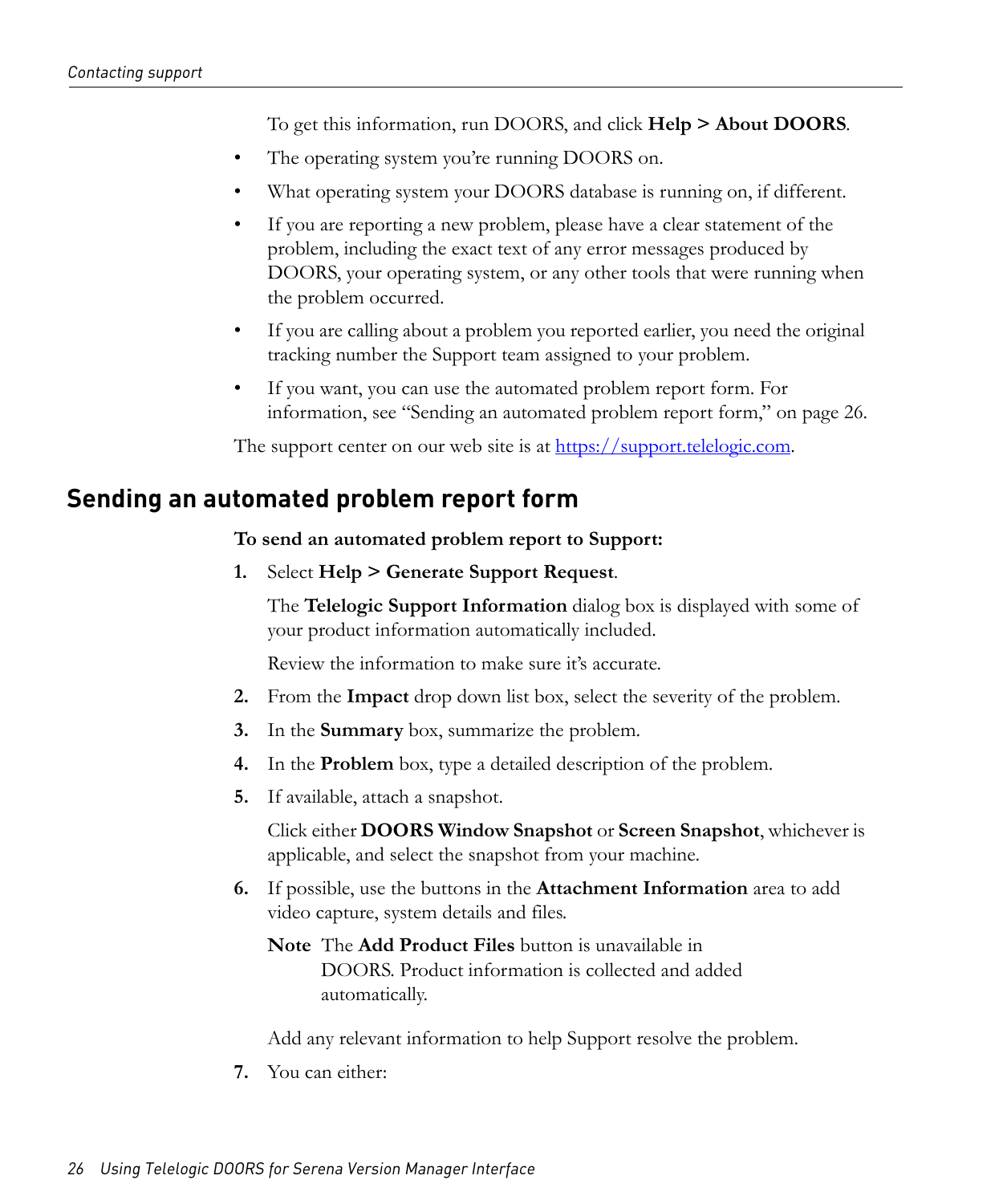To get this information, run DOORS, and click **Help > About DOORS**.

- The operating system you're running DOORS on.
- What operating system your DOORS database is running on, if different.
- If you are reporting a new problem, please have a clear statement of the problem, including the exact text of any error messages produced by DOORS, your operating system, or any other tools that were running when the problem occurred.
- If you are calling about a problem you reported earlier, you need the original tracking number the Support team assigned to your problem.
- If you want, you can use the automated problem report form. For information, see "Sending an automated problem report form," on page 26.

The support center on our web site is at https://support.telelogic.com.

## Sending an automated problem report form

**To send an automated problem report to Support:**

1. Select **Help > Generate Support Request**.

   The **Telelogic Support Information** dialog box is displayed with some of your product information automatically included.

   Review the information to make sure it's accurate.

2. From the **Impact** drop down list box, select the severity of the problem.
3. In the **Summary** box, summarize the problem.
4. In the **Problem** box, type a detailed description of the problem.
5. If available, attach a snapshot.

   Click either **DOORS Window Snapshot** or **Screen Snapshot**, whichever is applicable, and select the snapshot from your machine.

6. If possible, use the buttons in the **Attachment Information** area to add video capture, system details and files.

   **Note** The **Add Product Files** button is unavailable in DOORS. Product information is collected and added automatically.

   Add any relevant information to help Support resolve the problem.

7. You can either: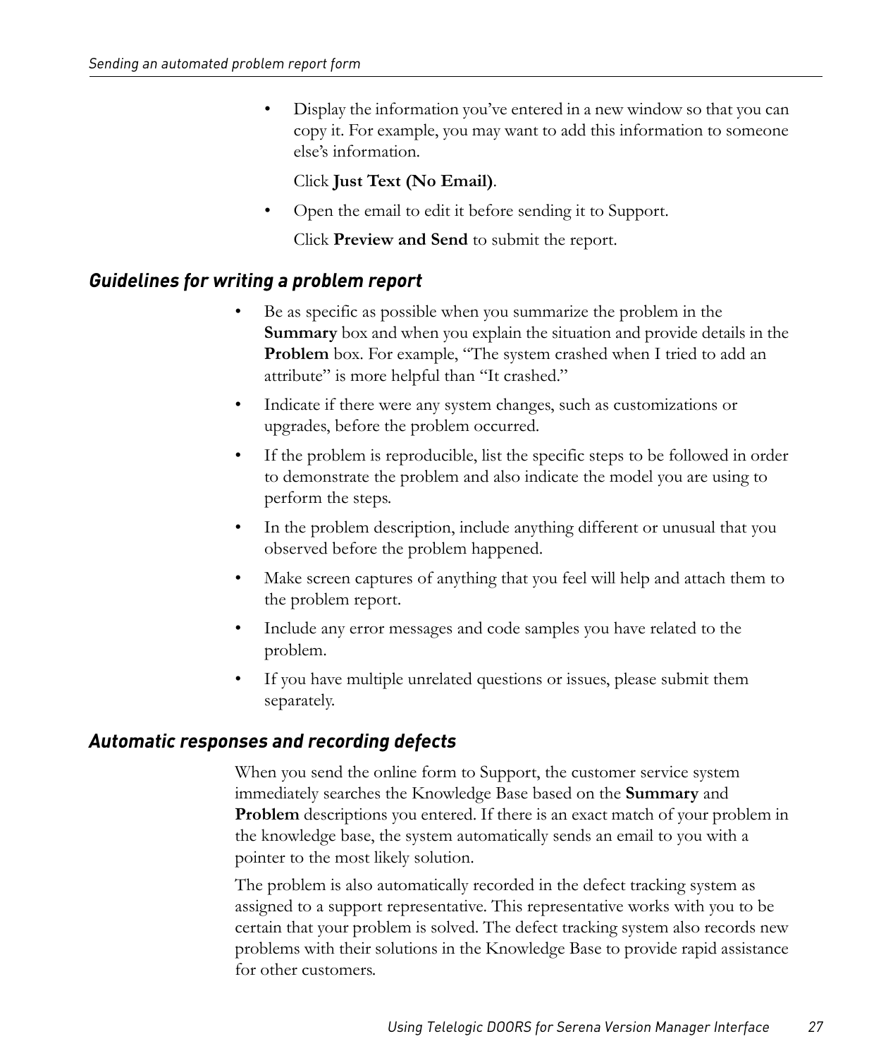- Display the information you've entered in a new window so that you can copy it. For example, you may want to add this information to someone else's information.

  Click **Just Text (No Email)**.

- Open the email to edit it before sending it to Support.

  Click **Preview and Send** to submit the report.

## Guidelines for writing a problem report

- Be as specific as possible when you summarize the problem in the **Summary** box and when you explain the situation and provide details in the **Problem** box. For example, "The system crashed when I tried to add an attribute" is more helpful than "It crashed."
- Indicate if there were any system changes, such as customizations or upgrades, before the problem occurred.
- If the problem is reproducible, list the specific steps to be followed in order to demonstrate the problem and also indicate the model you are using to perform the steps.
- In the problem description, include anything different or unusual that you observed before the problem happened.
- Make screen captures of anything that you feel will help and attach them to the problem report.
- Include any error messages and code samples you have related to the problem.
- If you have multiple unrelated questions or issues, please submit them separately.

## Automatic responses and recording defects

When you send the online form to Support, the customer service system immediately searches the Knowledge Base based on the **Summary** and **Problem** descriptions you entered. If there is an exact match of your problem in the knowledge base, the system automatically sends an email to you with a pointer to the most likely solution.

The problem is also automatically recorded in the defect tracking system as assigned to a support representative. This representative works with you to be certain that your problem is solved. The defect tracking system also records new problems with their solutions in the Knowledge Base to provide rapid assistance for other customers.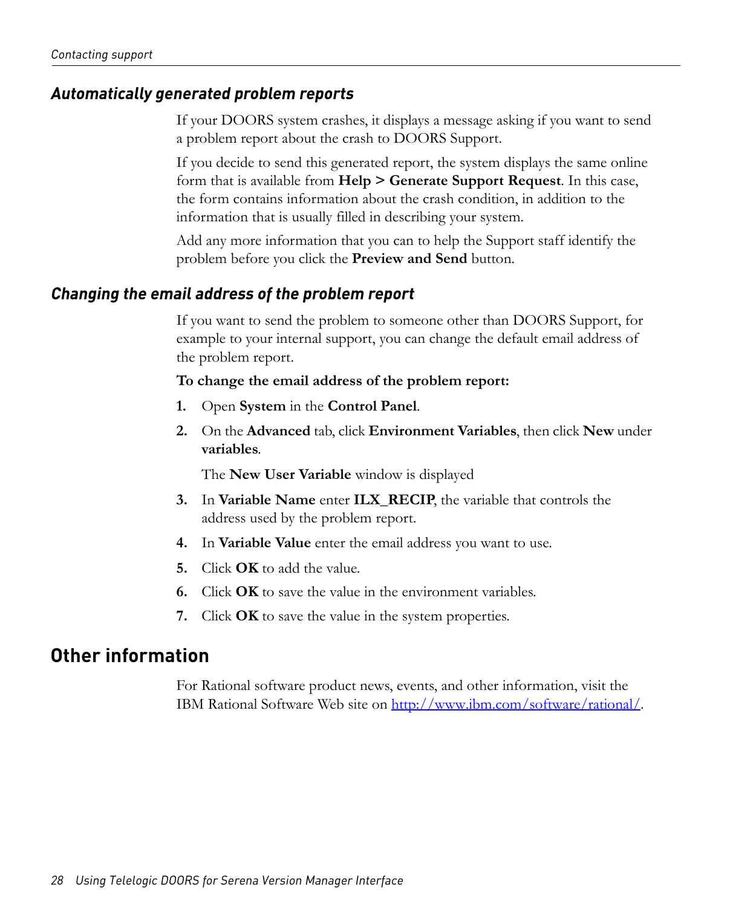### *Automatically generated problem reports*

If your DOORS system crashes, it displays a message asking if you want to send a problem report about the crash to DOORS Support.

If you decide to send this generated report, the system displays the same online form that is available from **Help > Generate Support Request**. In this case, the form contains information about the crash condition, in addition to the information that is usually filled in describing your system.

Add any more information that you can to help the Support staff identify the problem before you click the **Preview and Send** button.

### *Changing the email address of the problem report*

If you want to send the problem to someone other than DOORS Support, for example to your internal support, you can change the default email address of the problem report.

**To change the email address of the problem report:**

1. Open **System** in the **Control Panel**.
2. On the **Advanced** tab, click **Environment Variables**, then click **New** under **variables**.

   The **New User Variable** window is displayed
3. In **Variable Name** enter **ILX_RECIP**, the variable that controls the address used by the problem report.
4. In **Variable Value** enter the email address you want to use.
5. Click **OK** to add the value.
6. Click **OK** to save the value in the environment variables.
7. Click **OK** to save the value in the system properties.

## Other information

For Rational software product news, events, and other information, visit the IBM Rational Software Web site on http://www.ibm.com/software/rational/.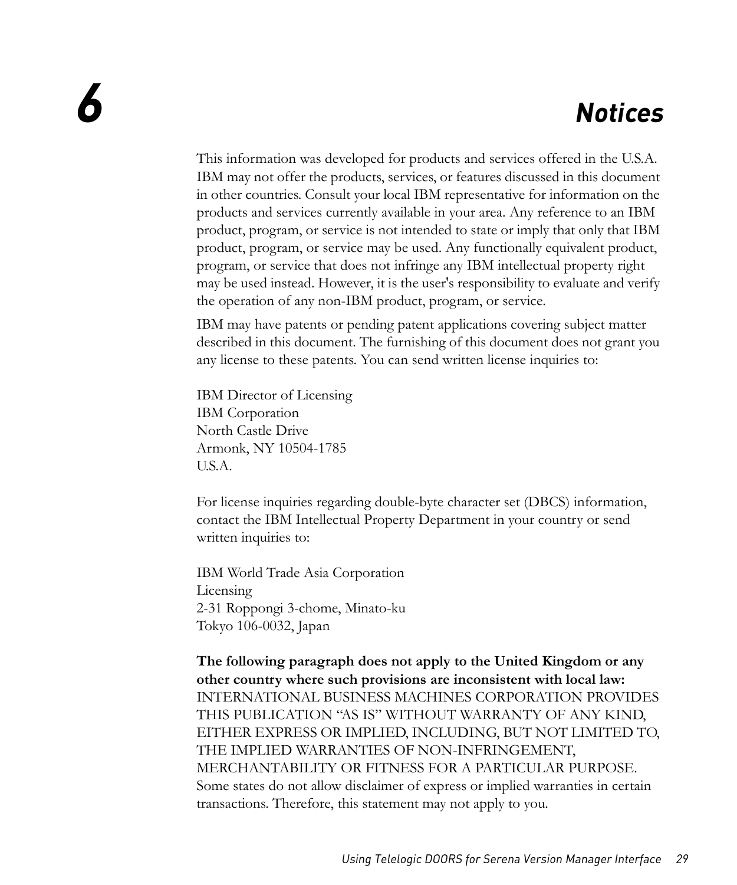# 6 Notices

This information was developed for products and services offered in the U.S.A. IBM may not offer the products, services, or features discussed in this document in other countries. Consult your local IBM representative for information on the products and services currently available in your area. Any reference to an IBM product, program, or service is not intended to state or imply that only that IBM product, program, or service may be used. Any functionally equivalent product, program, or service that does not infringe any IBM intellectual property right may be used instead. However, it is the user's responsibility to evaluate and verify the operation of any non-IBM product, program, or service.

IBM may have patents or pending patent applications covering subject matter described in this document. The furnishing of this document does not grant you any license to these patents. You can send written license inquiries to:

IBM Director of Licensing
IBM Corporation
North Castle Drive
Armonk, NY 10504-1785
U.S.A.

For license inquiries regarding double-byte character set (DBCS) information, contact the IBM Intellectual Property Department in your country or send written inquiries to:

IBM World Trade Asia Corporation
Licensing
2-31 Roppongi 3-chome, Minato-ku
Tokyo 106-0032, Japan

**The following paragraph does not apply to the United Kingdom or any other country where such provisions are inconsistent with local law:** INTERNATIONAL BUSINESS MACHINES CORPORATION PROVIDES THIS PUBLICATION "AS IS" WITHOUT WARRANTY OF ANY KIND, EITHER EXPRESS OR IMPLIED, INCLUDING, BUT NOT LIMITED TO, THE IMPLIED WARRANTIES OF NON-INFRINGEMENT, MERCHANTABILITY OR FITNESS FOR A PARTICULAR PURPOSE. Some states do not allow disclaimer of express or implied warranties in certain transactions. Therefore, this statement may not apply to you.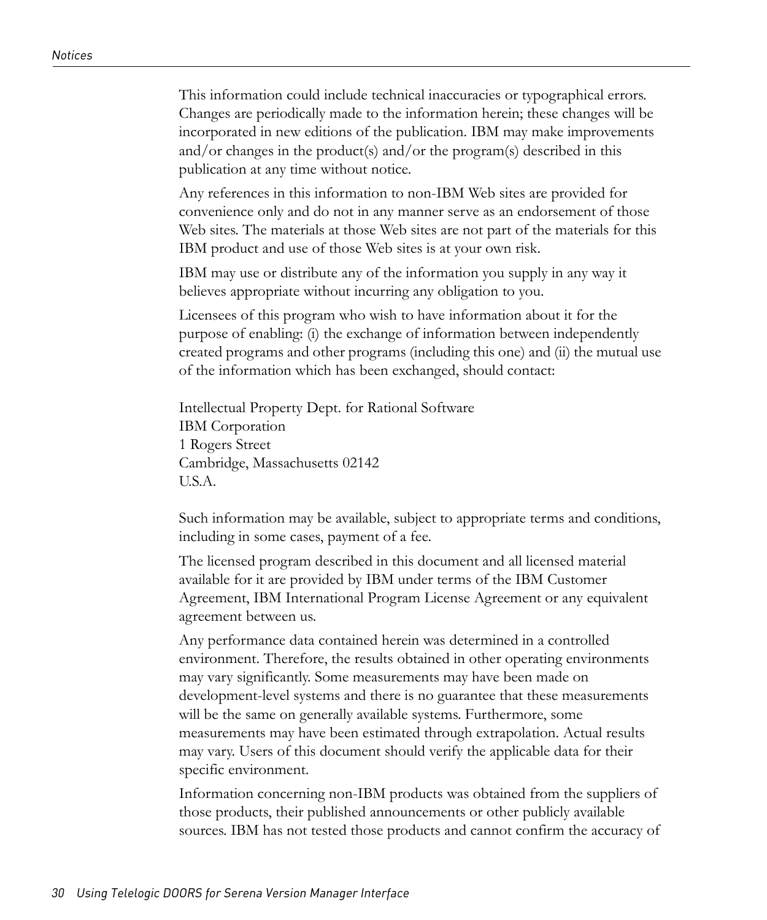This information could include technical inaccuracies or typographical errors. Changes are periodically made to the information herein; these changes will be incorporated in new editions of the publication. IBM may make improvements and/or changes in the product(s) and/or the program(s) described in this publication at any time without notice.

Any references in this information to non-IBM Web sites are provided for convenience only and do not in any manner serve as an endorsement of those Web sites. The materials at those Web sites are not part of the materials for this IBM product and use of those Web sites is at your own risk.

IBM may use or distribute any of the information you supply in any way it believes appropriate without incurring any obligation to you.

Licensees of this program who wish to have information about it for the purpose of enabling: (i) the exchange of information between independently created programs and other programs (including this one) and (ii) the mutual use of the information which has been exchanged, should contact:

Intellectual Property Dept. for Rational Software
IBM Corporation
1 Rogers Street
Cambridge, Massachusetts 02142
U.S.A.

Such information may be available, subject to appropriate terms and conditions, including in some cases, payment of a fee.

The licensed program described in this document and all licensed material available for it are provided by IBM under terms of the IBM Customer Agreement, IBM International Program License Agreement or any equivalent agreement between us.

Any performance data contained herein was determined in a controlled environment. Therefore, the results obtained in other operating environments may vary significantly. Some measurements may have been made on development-level systems and there is no guarantee that these measurements will be the same on generally available systems. Furthermore, some measurements may have been estimated through extrapolation. Actual results may vary. Users of this document should verify the applicable data for their specific environment.

Information concerning non-IBM products was obtained from the suppliers of those products, their published announcements or other publicly available sources. IBM has not tested those products and cannot confirm the accuracy of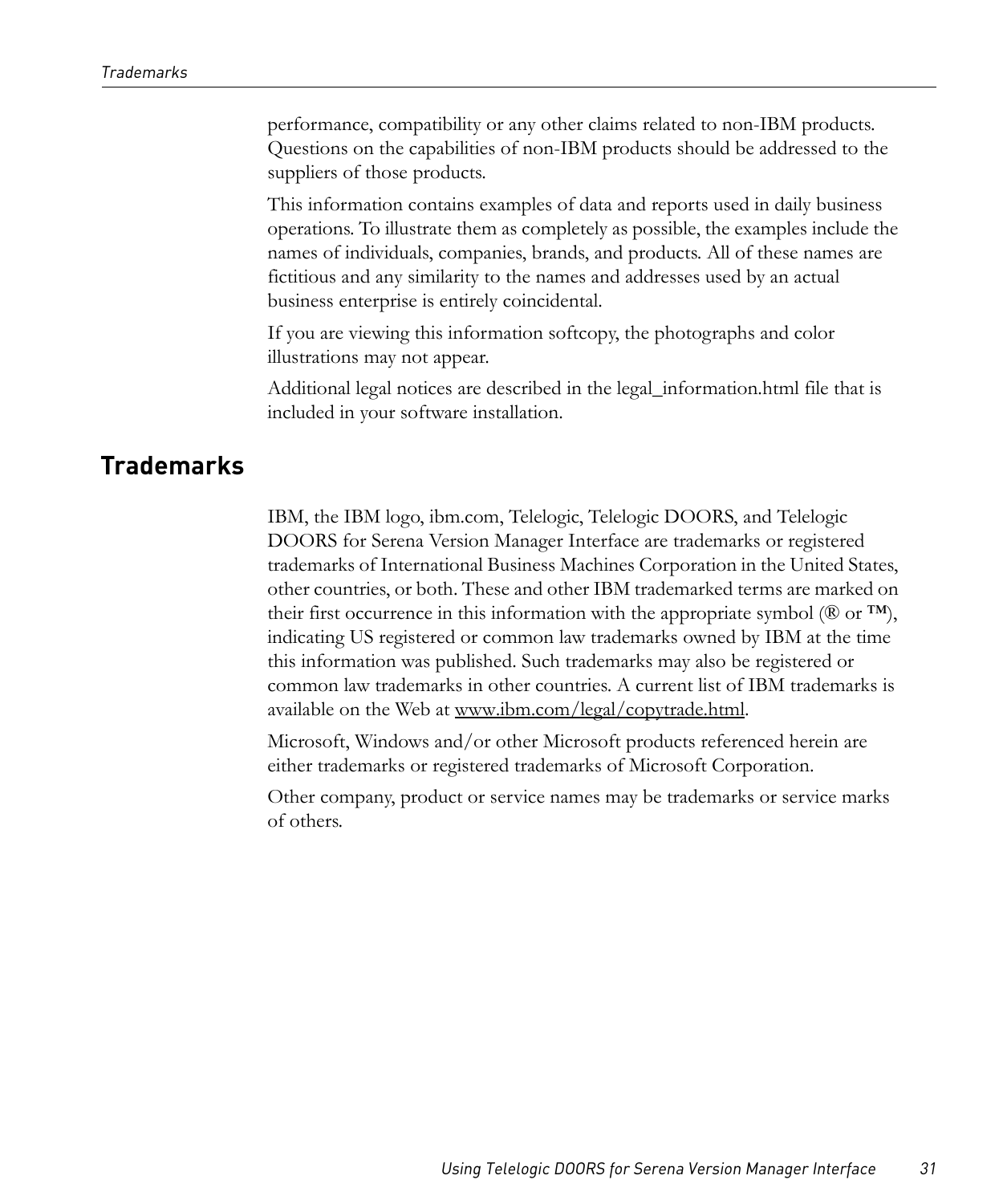performance, compatibility or any other claims related to non-IBM products. Questions on the capabilities of non-IBM products should be addressed to the suppliers of those products.

This information contains examples of data and reports used in daily business operations. To illustrate them as completely as possible, the examples include the names of individuals, companies, brands, and products. All of these names are fictitious and any similarity to the names and addresses used by an actual business enterprise is entirely coincidental.

If you are viewing this information softcopy, the photographs and color illustrations may not appear.

Additional legal notices are described in the legal_information.html file that is included in your software installation.

## Trademarks

IBM, the IBM logo, ibm.com, Telelogic, Telelogic DOORS, and Telelogic DOORS for Serena Version Manager Interface are trademarks or registered trademarks of International Business Machines Corporation in the United States, other countries, or both. These and other IBM trademarked terms are marked on their first occurrence in this information with the appropriate symbol (® or ™), indicating US registered or common law trademarks owned by IBM at the time this information was published. Such trademarks may also be registered or common law trademarks in other countries. A current list of IBM trademarks is available on the Web at www.ibm.com/legal/copytrade.html.

Microsoft, Windows and/or other Microsoft products referenced herein are either trademarks or registered trademarks of Microsoft Corporation.

Other company, product or service names may be trademarks or service marks of others.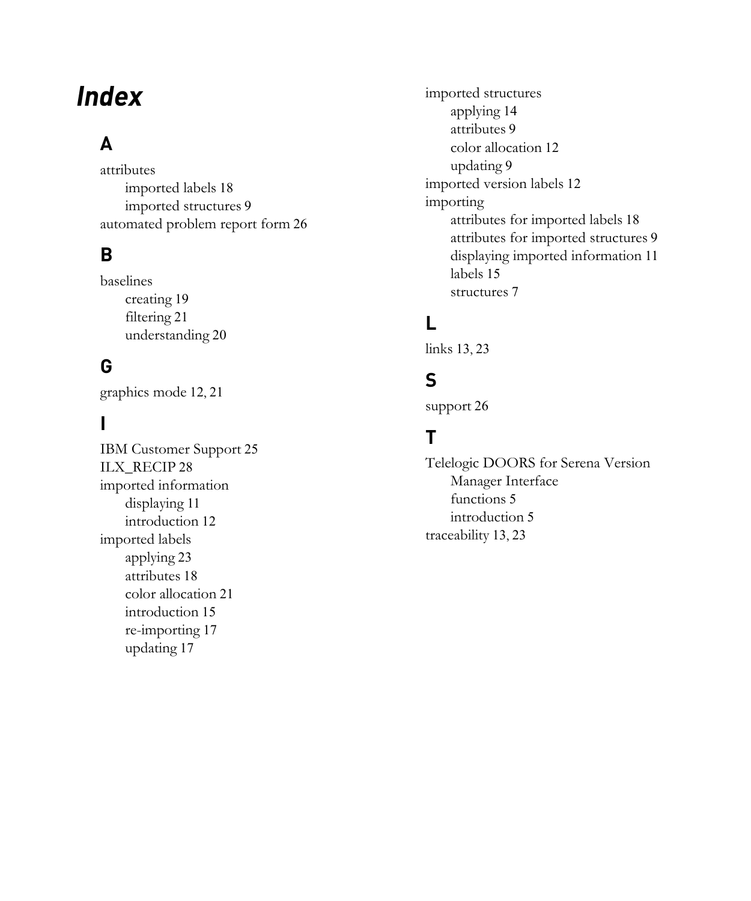# Index

## A

attributes
- imported labels 18
- imported structures 9

automated problem report form 26

## B

baselines
- creating 19
- filtering 21
- understanding 20

## G

graphics mode 12, 21

## I

IBM Customer Support 25

ILX_RECIP 28

imported information
- displaying 11
- introduction 12

imported labels
- applying 23
- attributes 18
- color allocation 21
- introduction 15
- re-importing 17
- updating 17

imported structures
- applying 14
- attributes 9
- color allocation 12
- updating 9

imported version labels 12

importing
- attributes for imported labels 18
- attributes for imported structures 9
- displaying imported information 11
- labels 15
- structures 7

## L

links 13, 23

## S

support 26

## T

Telelogic DOORS for Serena Version Manager Interface
- functions 5
- introduction 5

traceability 13, 23